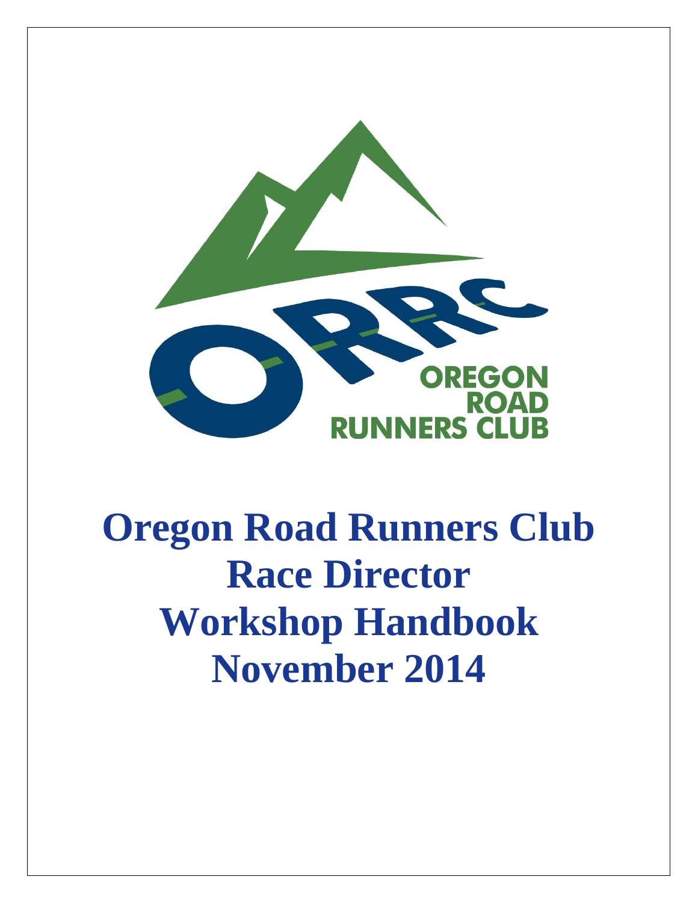# Oregon Road Runners Club Race Director Workshop Handbook November 2014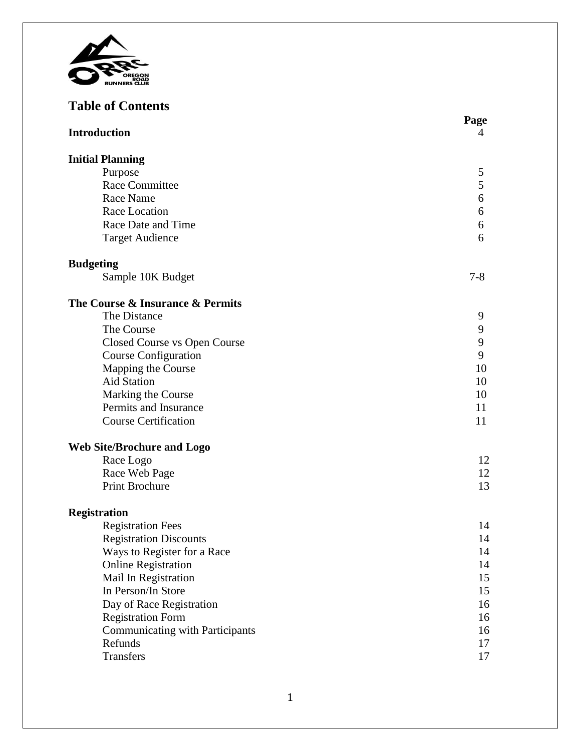OREGON ROAD RUNNERS CLUB

## Table of Contents

| | Page |
|---|---|
| **Introduction** | 4 |
| **Initial Planning** | |
| Purpose | 5 |
| Race Committee | 5 |
| Race Name | 6 |
| Race Location | 6 |
| Race Date and Time | 6 |
| Target Audience | 6 |
| **Budgeting** | |
| Sample 10K Budget | 7-8 |
| **The Course & Insurance & Permits** | |
| The Distance | 9 |
| The Course | 9 |
| Closed Course vs Open Course | 9 |
| Course Configuration | 9 |
| Mapping the Course | 10 |
| Aid Station | 10 |
| Marking the Course | 10 |
| Permits and Insurance | 11 |
| Course Certification | 11 |
| **Web Site/Brochure and Logo** | |
| Race Logo | 12 |
| Race Web Page | 12 |
| Print Brochure | 13 |
| **Registration** | |
| Registration Fees | 14 |
| Registration Discounts | 14 |
| Ways to Register for a Race | 14 |
| Online Registration | 14 |
| Mail In Registration | 15 |
| In Person/In Store | 15 |
| Day of Race Registration | 16 |
| Registration Form | 16 |
| Communicating with Participants | 16 |
| Refunds | 17 |
| Transfers | 17 |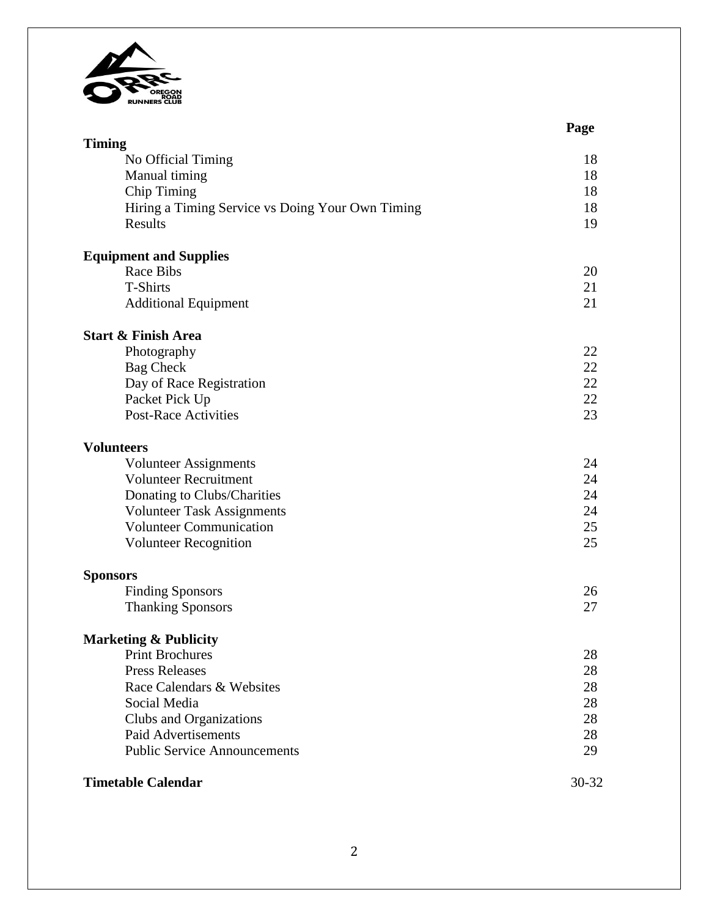| | Page |
|---|---|
| **Timing** | |
| No Official Timing | 18 |
| Manual timing | 18 |
| Chip Timing | 18 |
| Hiring a Timing Service vs Doing Your Own Timing | 18 |
| Results | 19 |
| **Equipment and Supplies** | |
| Race Bibs | 20 |
| T-Shirts | 21 |
| Additional Equipment | 21 |
| **Start & Finish Area** | |
| Photography | 22 |
| Bag Check | 22 |
| Day of Race Registration | 22 |
| Packet Pick Up | 22 |
| Post-Race Activities | 23 |
| **Volunteers** | |
| Volunteer Assignments | 24 |
| Volunteer Recruitment | 24 |
| Donating to Clubs/Charities | 24 |
| Volunteer Task Assignments | 24 |
| Volunteer Communication | 25 |
| Volunteer Recognition | 25 |
| **Sponsors** | |
| Finding Sponsors | 26 |
| Thanking Sponsors | 27 |
| **Marketing & Publicity** | |
| Print Brochures | 28 |
| Press Releases | 28 |
| Race Calendars & Websites | 28 |
| Social Media | 28 |
| Clubs and Organizations | 28 |
| Paid Advertisements | 28 |
| Public Service Announcements | 29 |
| **Timetable Calendar** | 30-32 |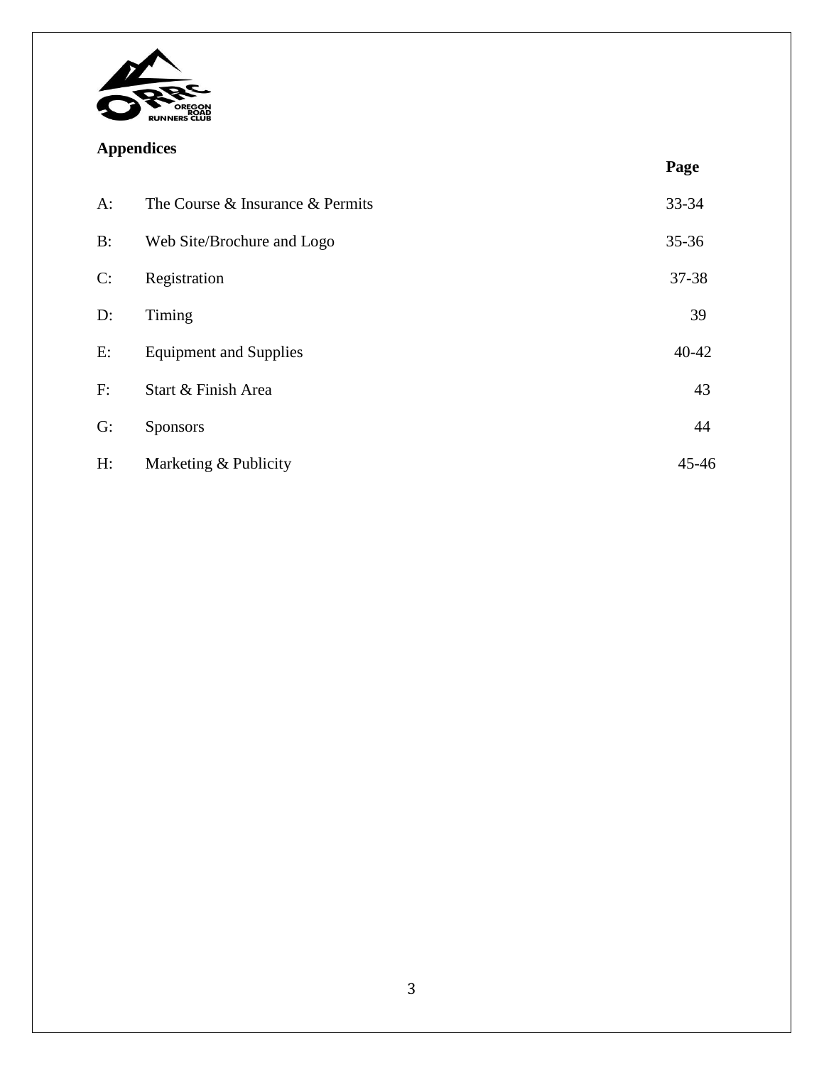## Appendices

| | | Page |
|---|---|---|
| A: | The Course & Insurance & Permits | 33-34 |
| B: | Web Site/Brochure and Logo | 35-36 |
| C: | Registration | 37-38 |
| D: | Timing | 39 |
| E: | Equipment and Supplies | 40-42 |
| F: | Start & Finish Area | 43 |
| G: | Sponsors | 44 |
| H: | Marketing & Publicity | 45-46 |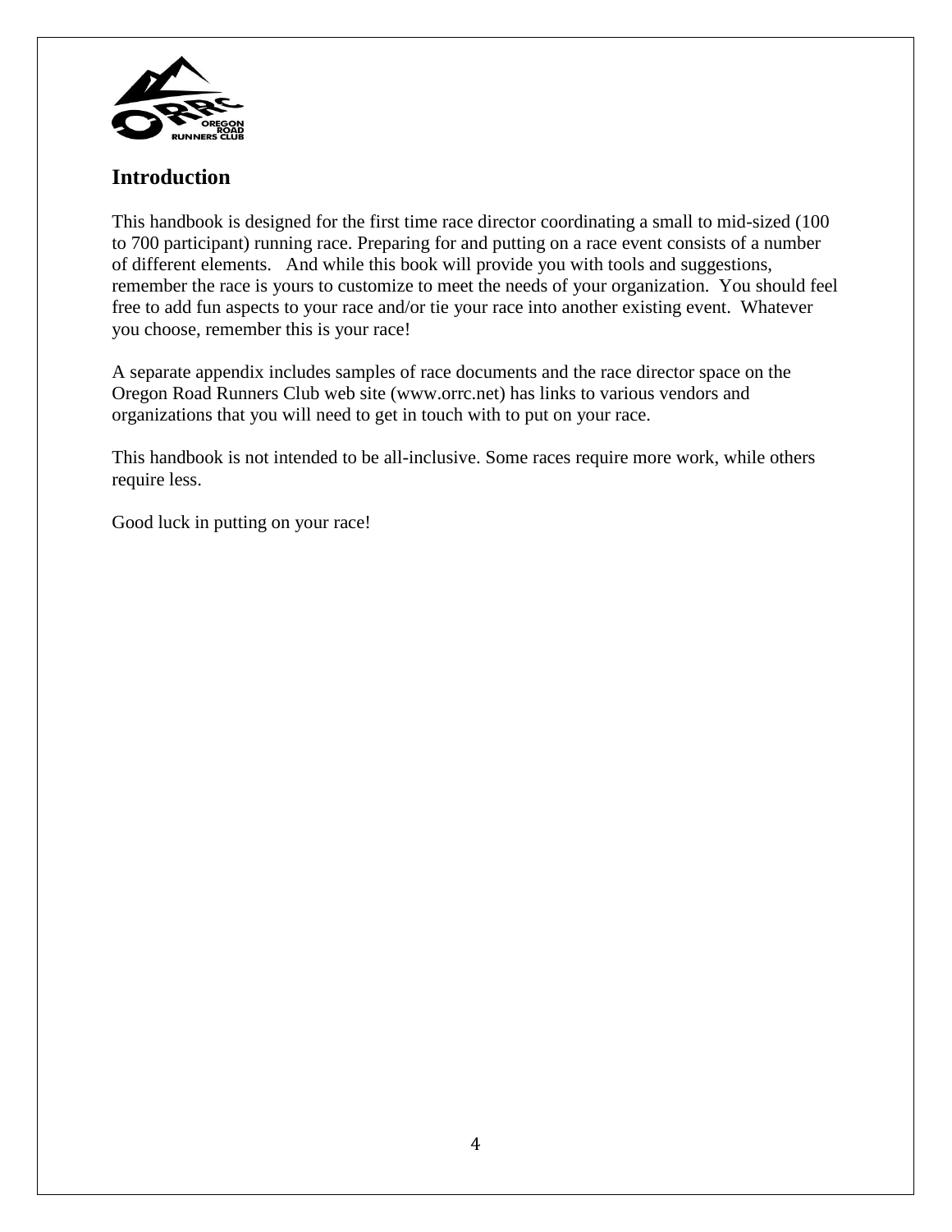## Introduction

This handbook is designed for the first time race director coordinating a small to mid-sized (100 to 700 participant) running race. Preparing for and putting on a race event consists of a number of different elements. And while this book will provide you with tools and suggestions, remember the race is yours to customize to meet the needs of your organization. You should feel free to add fun aspects to your race and/or tie your race into another existing event. Whatever you choose, remember this is your race!

A separate appendix includes samples of race documents and the race director space on the Oregon Road Runners Club web site (www.orrc.net) has links to various vendors and organizations that you will need to get in touch with to put on your race.

This handbook is not intended to be all-inclusive. Some races require more work, while others require less.

Good luck in putting on your race!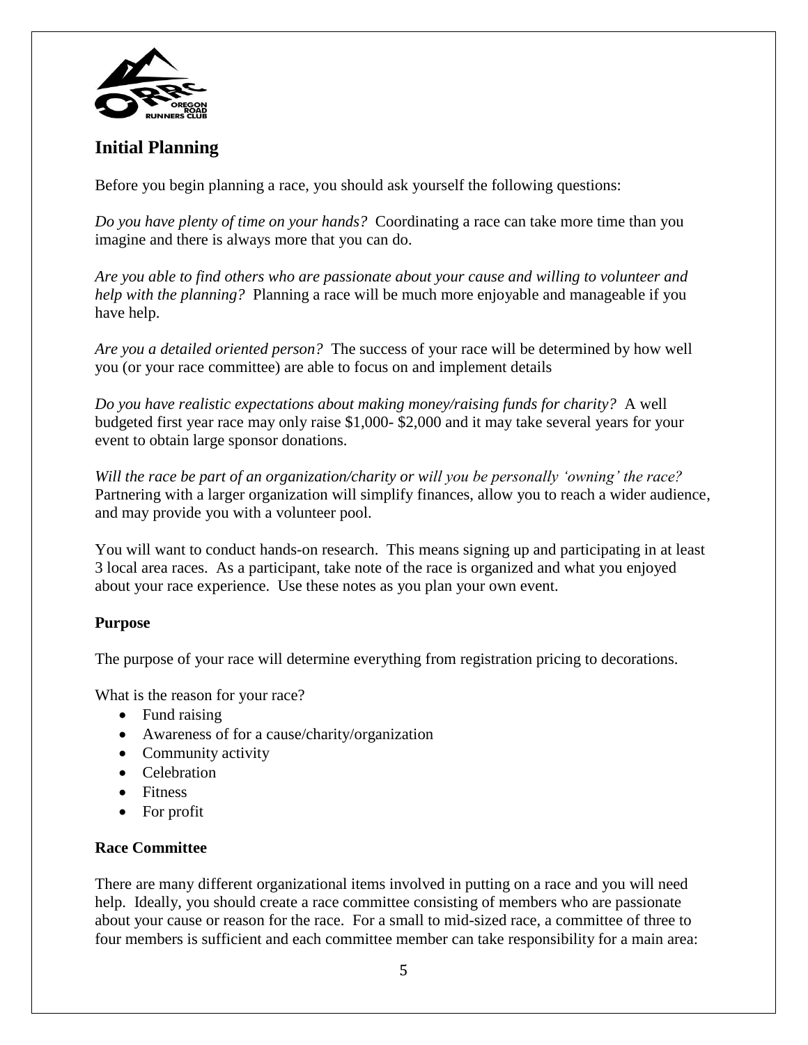## Initial Planning

Before you begin planning a race, you should ask yourself the following questions:

*Do you have plenty of time on your hands?* Coordinating a race can take more time than you imagine and there is always more that you can do.

*Are you able to find others who are passionate about your cause and willing to volunteer and help with the planning?* Planning a race will be much more enjoyable and manageable if you have help.

*Are you a detailed oriented person?* The success of your race will be determined by how well you (or your race committee) are able to focus on and implement details

*Do you have realistic expectations about making money/raising funds for charity?* A well budgeted first year race may only raise $1,000- $2,000 and it may take several years for your event to obtain large sponsor donations.

*Will the race be part of an organization/charity or will you be personally 'owning' the race?* Partnering with a larger organization will simplify finances, allow you to reach a wider audience, and may provide you with a volunteer pool.

You will want to conduct hands-on research. This means signing up and participating in at least 3 local area races. As a participant, take note of the race is organized and what you enjoyed about your race experience. Use these notes as you plan your own event.

### Purpose

The purpose of your race will determine everything from registration pricing to decorations.

What is the reason for your race?

- Fund raising
- Awareness of for a cause/charity/organization
- Community activity
- Celebration
- Fitness
- For profit

### Race Committee

There are many different organizational items involved in putting on a race and you will need help. Ideally, you should create a race committee consisting of members who are passionate about your cause or reason for the race. For a small to mid-sized race, a committee of three to four members is sufficient and each committee member can take responsibility for a main area: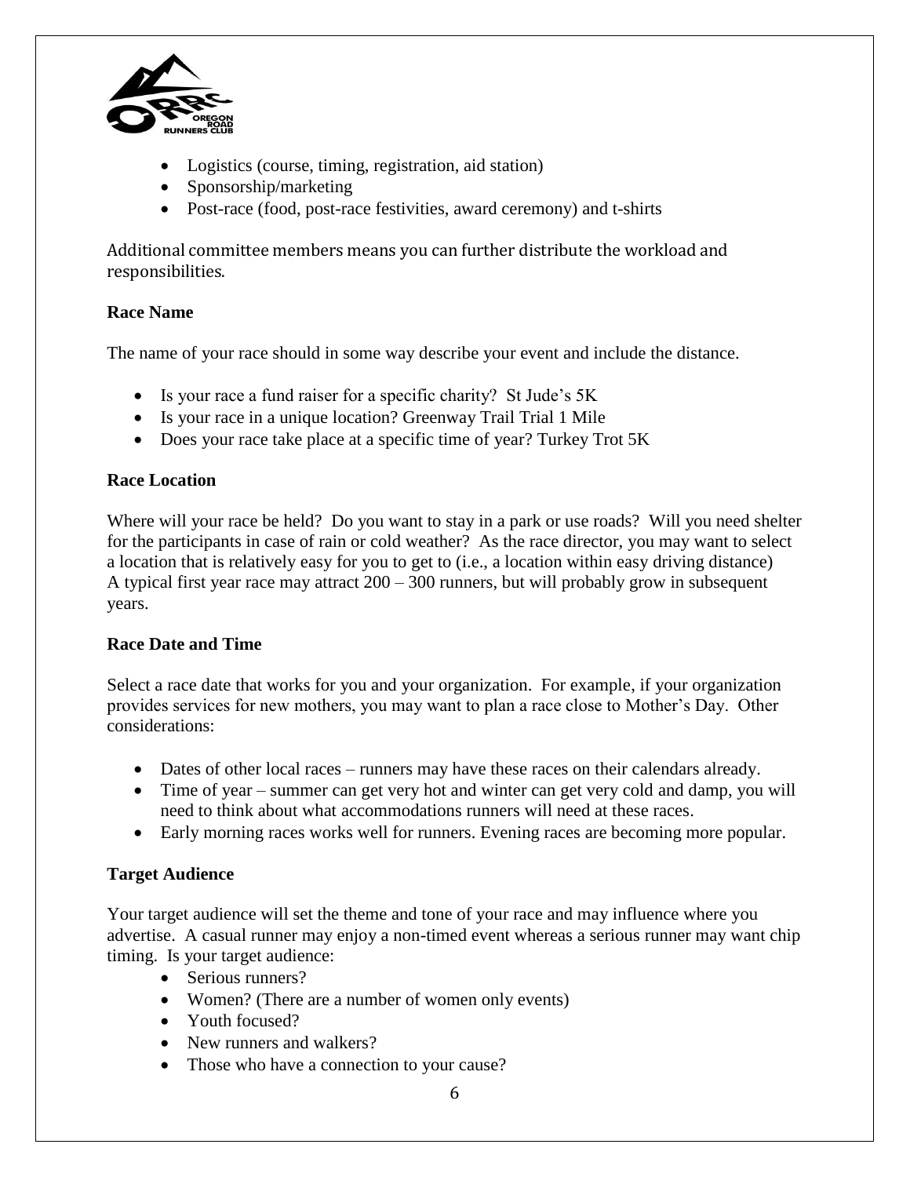- Logistics (course, timing, registration, aid station)
- Sponsorship/marketing
- Post-race (food, post-race festivities, award ceremony) and t-shirts

Additional committee members means you can further distribute the workload and responsibilities.

**Race Name**

The name of your race should in some way describe your event and include the distance.

- Is your race a fund raiser for a specific charity? St Jude's 5K
- Is your race in a unique location? Greenway Trail Trial 1 Mile
- Does your race take place at a specific time of year? Turkey Trot 5K

**Race Location**

Where will your race be held? Do you want to stay in a park or use roads? Will you need shelter for the participants in case of rain or cold weather? As the race director, you may want to select a location that is relatively easy for you to get to (i.e., a location within easy driving distance) A typical first year race may attract 200 – 300 runners, but will probably grow in subsequent years.

**Race Date and Time**

Select a race date that works for you and your organization. For example, if your organization provides services for new mothers, you may want to plan a race close to Mother's Day. Other considerations:

- Dates of other local races – runners may have these races on their calendars already.
- Time of year – summer can get very hot and winter can get very cold and damp, you will need to think about what accommodations runners will need at these races.
- Early morning races works well for runners. Evening races are becoming more popular.

**Target Audience**

Your target audience will set the theme and tone of your race and may influence where you advertise. A casual runner may enjoy a non-timed event whereas a serious runner may want chip timing. Is your target audience:

- Serious runners?
- Women? (There are a number of women only events)
- Youth focused?
- New runners and walkers?
- Those who have a connection to your cause?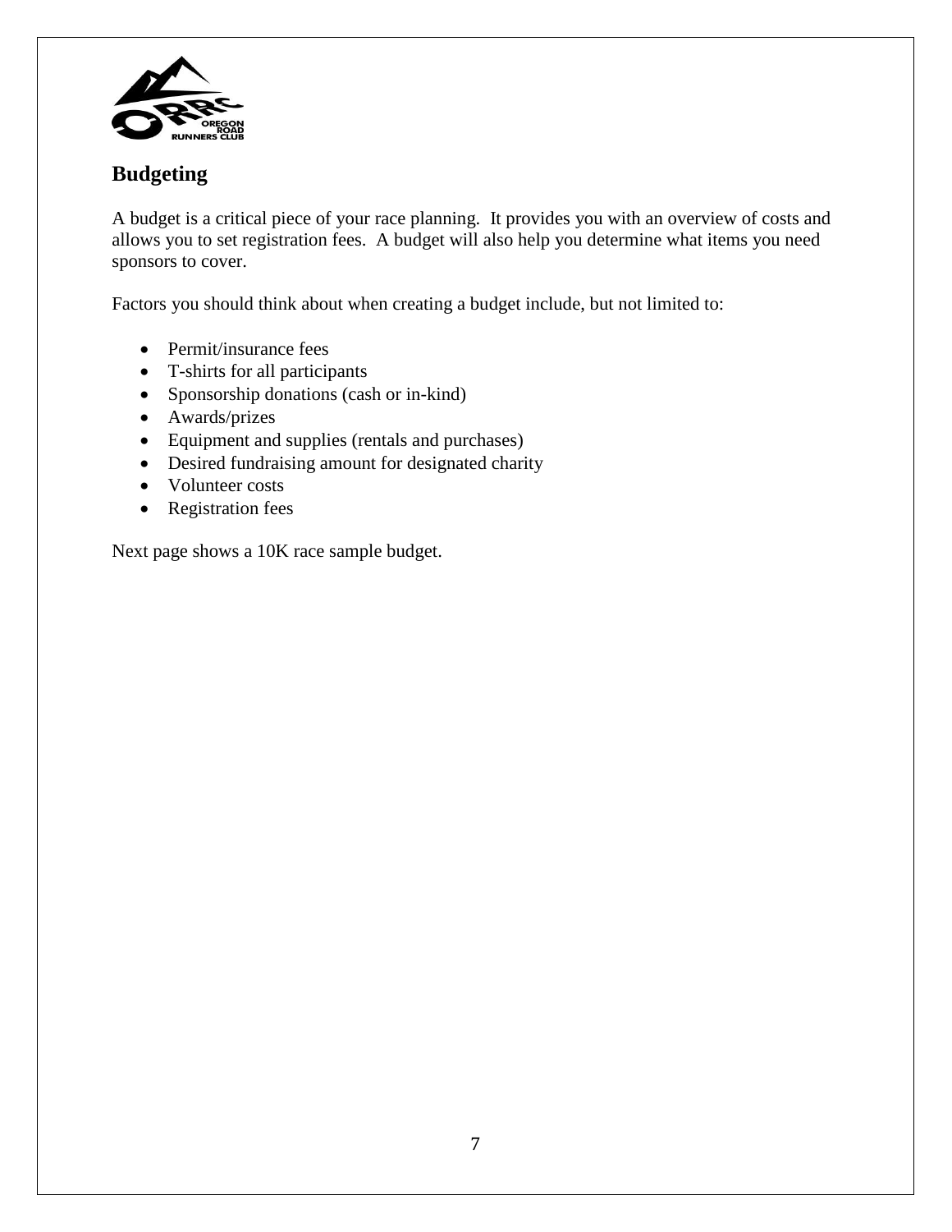## Budgeting

A budget is a critical piece of your race planning. It provides you with an overview of costs and allows you to set registration fees. A budget will also help you determine what items you need sponsors to cover.

Factors you should think about when creating a budget include, but not limited to:

- Permit/insurance fees
- T-shirts for all participants
- Sponsorship donations (cash or in-kind)
- Awards/prizes
- Equipment and supplies (rentals and purchases)
- Desired fundraising amount for designated charity
- Volunteer costs
- Registration fees

Next page shows a 10K race sample budget.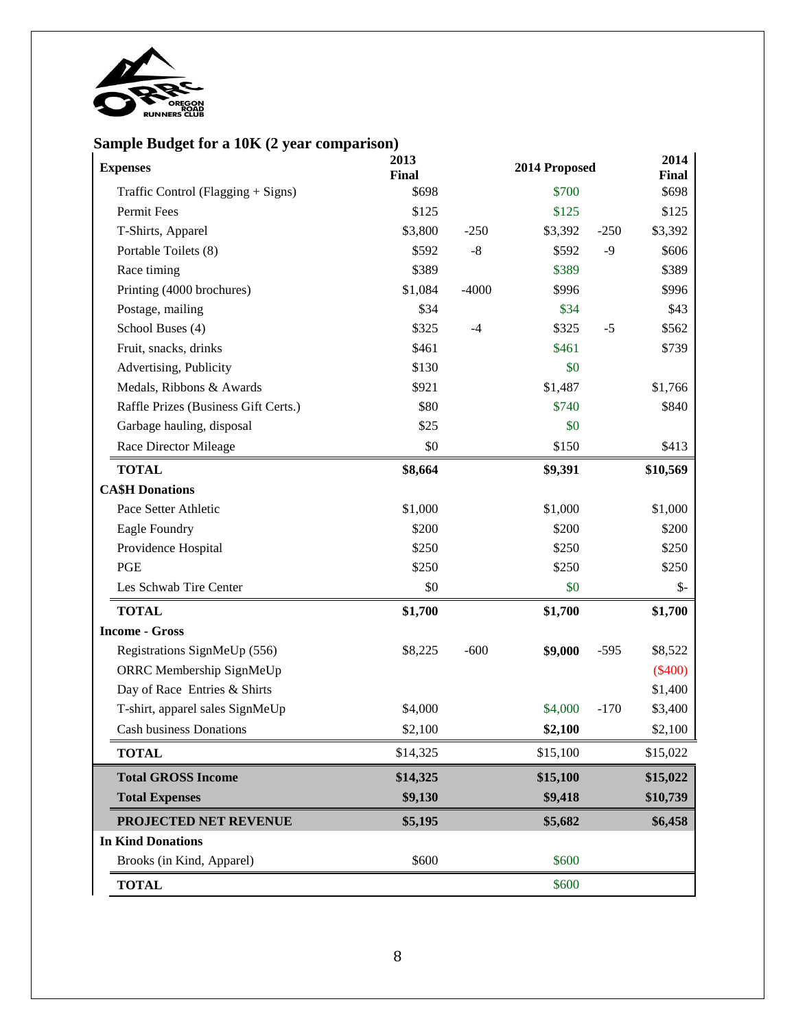## Sample Budget for a 10K (2 year comparison)

| Expenses | 2013 Final | | 2014 Proposed | | 2014 Final |
|---|---|---|---|---|---|
| Traffic Control (Flagging + Signs) | $698 | | $700 | | $698 |
| Permit Fees | $125 | | $125 | | $125 |
| T-Shirts, Apparel | $3,800 | -250 | $3,392 | -250 | $3,392 |
| Portable Toilets (8) | $592 | -8 | $592 | -9 | $606 |
| Race timing | $389 | | $389 | | $389 |
| Printing (4000 brochures) | $1,084 | -4000 | $996 | | $996 |
| Postage, mailing | $34 | | $34 | | $43 |
| School Buses (4) | $325 | -4 | $325 | -5 | $562 |
| Fruit, snacks, drinks | $461 | | $461 | | $739 |
| Advertising, Publicity | $130 | | $0 | | |
| Medals, Ribbons & Awards | $921 | | $1,487 | | $1,766 |
| Raffle Prizes (Business Gift Certs.) | $80 | | $740 | | $840 |
| Garbage hauling, disposal | $25 | | $0 | | |
| Race Director Mileage | $0 | | $150 | | $413 |
| **TOTAL** | **$8,664** | | **$9,391** | | **$10,569** |
| **CA$H Donations** | | | | | |
| Pace Setter Athletic | $1,000 | | $1,000 | | $1,000 |
| Eagle Foundry | $200 | | $200 | | $200 |
| Providence Hospital | $250 | | $250 | | $250 |
| PGE | $250 | | $250 | | $250 |
| Les Schwab Tire Center | $0 | | $0 | | $- |
| **TOTAL** | **$1,700** | | **$1,700** | | **$1,700** |
| **Income - Gross** | | | | | |
| Registrations SignMeUp (556) | $8,225 | -600 | **$9,000** | -595 | $8,522 |
| ORRC Membership SignMeUp | | | | | ($400) |
| Day of Race Entries & Shirts | | | | | $1,400 |
| T-shirt, apparel sales SignMeUp | $4,000 | | $4,000 | -170 | $3,400 |
| Cash business Donations | $2,100 | | **$2,100** | | $2,100 |
| **TOTAL** | $14,325 | | $15,100 | | $15,022 |
| **Total GROSS Income** | **$14,325** | | **$15,100** | | **$15,022** |
| **Total Expenses** | **$9,130** | | **$9,418** | | **$10,739** |
| **PROJECTED NET REVENUE** | **$5,195** | | **$5,682** | | **$6,458** |
| **In Kind Donations** | | | | | |
| Brooks (in Kind, Apparel) | $600 | | $600 | | |
| **TOTAL** | | | $600 | | |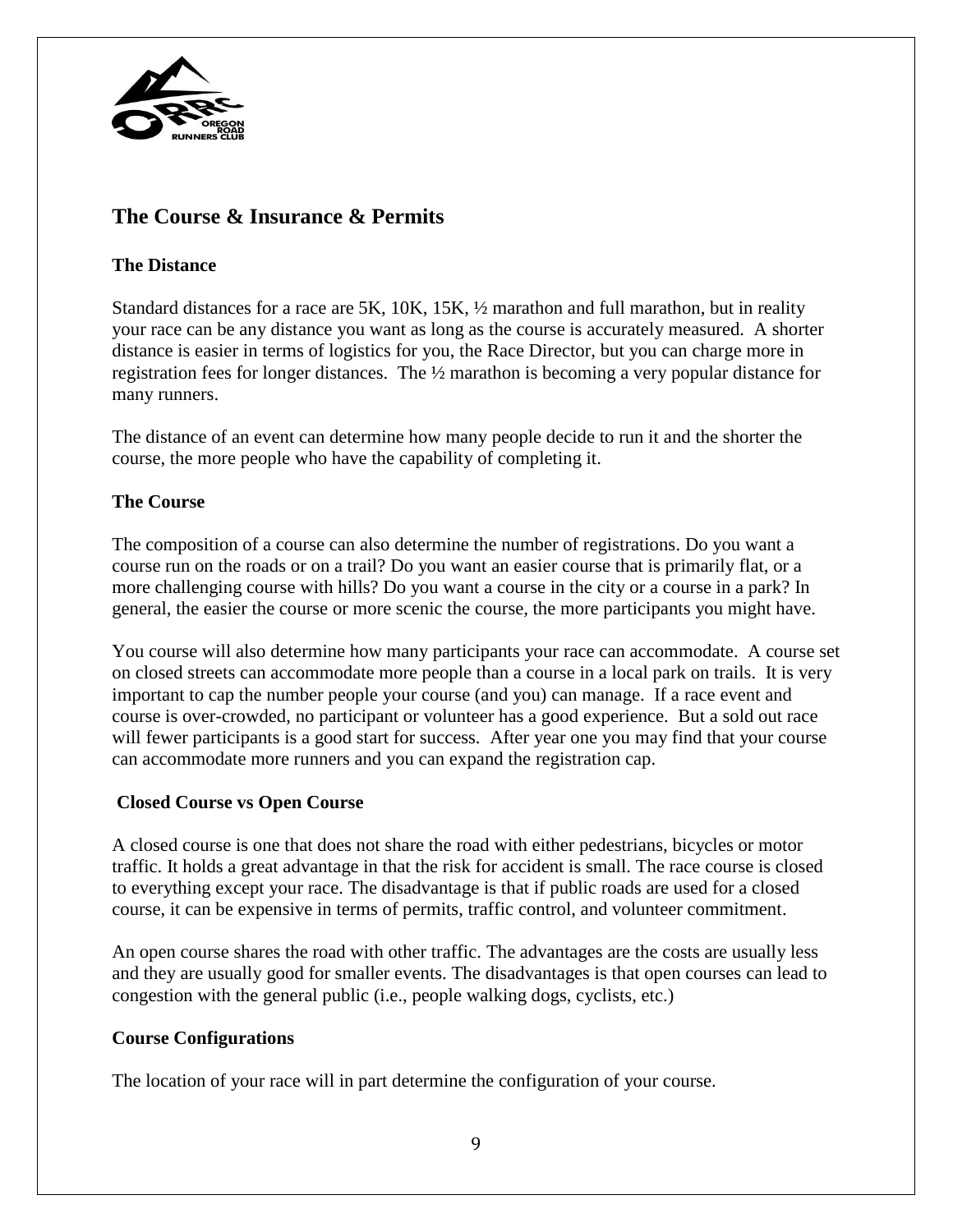## The Course & Insurance & Permits

### The Distance

Standard distances for a race are 5K, 10K, 15K, ½ marathon and full marathon, but in reality your race can be any distance you want as long as the course is accurately measured. A shorter distance is easier in terms of logistics for you, the Race Director, but you can charge more in registration fees for longer distances. The ½ marathon is becoming a very popular distance for many runners.

The distance of an event can determine how many people decide to run it and the shorter the course, the more people who have the capability of completing it.

### The Course

The composition of a course can also determine the number of registrations. Do you want a course run on the roads or on a trail? Do you want an easier course that is primarily flat, or a more challenging course with hills? Do you want a course in the city or a course in a park? In general, the easier the course or more scenic the course, the more participants you might have.

You course will also determine how many participants your race can accommodate. A course set on closed streets can accommodate more people than a course in a local park on trails. It is very important to cap the number people your course (and you) can manage. If a race event and course is over-crowded, no participant or volunteer has a good experience. But a sold out race will fewer participants is a good start for success. After year one you may find that your course can accommodate more runners and you can expand the registration cap.

### Closed Course vs Open Course

A closed course is one that does not share the road with either pedestrians, bicycles or motor traffic. It holds a great advantage in that the risk for accident is small. The race course is closed to everything except your race. The disadvantage is that if public roads are used for a closed course, it can be expensive in terms of permits, traffic control, and volunteer commitment.

An open course shares the road with other traffic. The advantages are the costs are usually less and they are usually good for smaller events. The disadvantages is that open courses can lead to congestion with the general public (i.e., people walking dogs, cyclists, etc.)

### Course Configurations

The location of your race will in part determine the configuration of your course.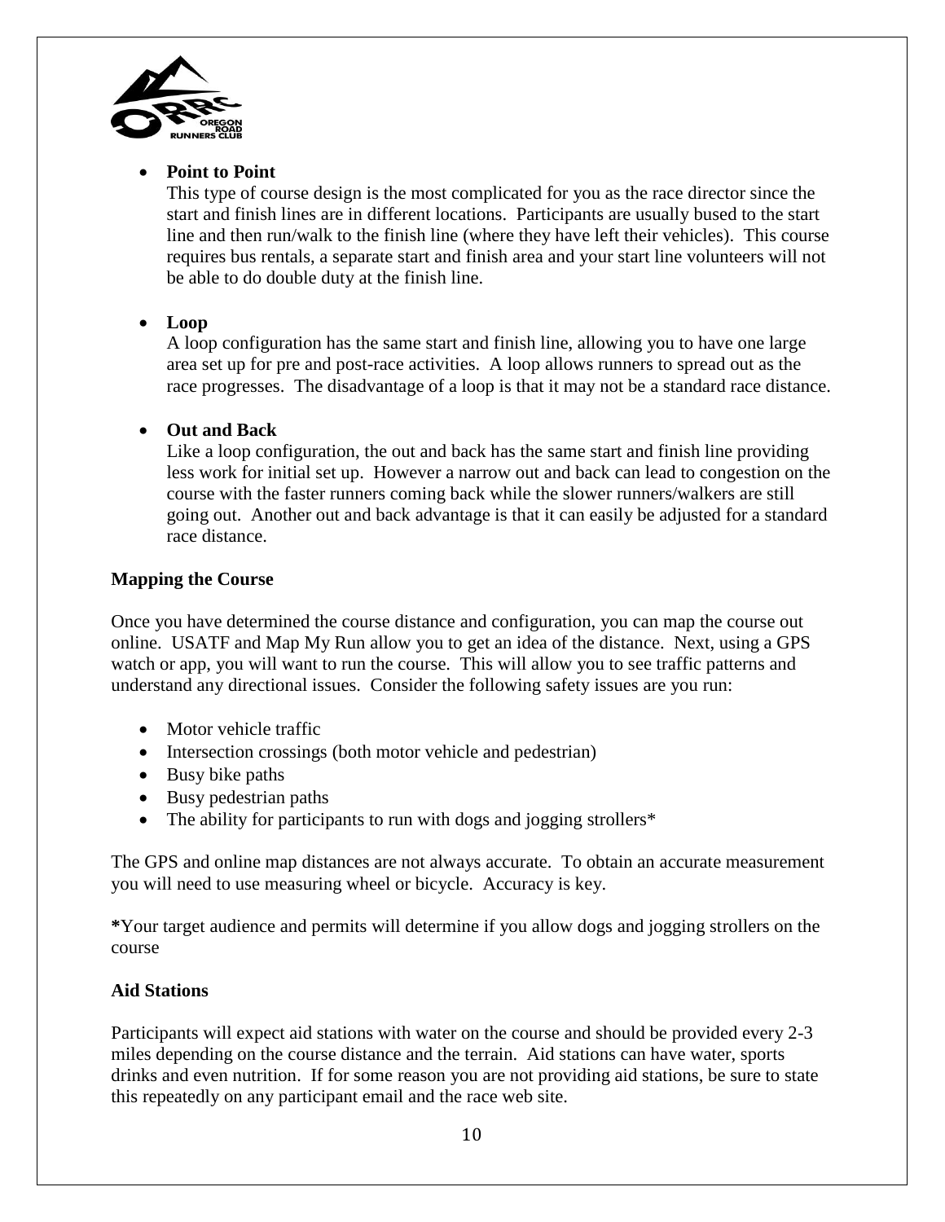- **Point to Point**
  This type of course design is the most complicated for you as the race director since the start and finish lines are in different locations. Participants are usually bused to the start line and then run/walk to the finish line (where they have left their vehicles). This course requires bus rentals, a separate start and finish area and your start line volunteers will not be able to do double duty at the finish line.

- **Loop**
  A loop configuration has the same start and finish line, allowing you to have one large area set up for pre and post-race activities. A loop allows runners to spread out as the race progresses. The disadvantage of a loop is that it may not be a standard race distance.

- **Out and Back**
  Like a loop configuration, the out and back has the same start and finish line providing less work for initial set up. However a narrow out and back can lead to congestion on the course with the faster runners coming back while the slower runners/walkers are still going out. Another out and back advantage is that it can easily be adjusted for a standard race distance.

**Mapping the Course**

Once you have determined the course distance and configuration, you can map the course out online. USATF and Map My Run allow you to get an idea of the distance. Next, using a GPS watch or app, you will want to run the course. This will allow you to see traffic patterns and understand any directional issues. Consider the following safety issues are you run:

- Motor vehicle traffic
- Intersection crossings (both motor vehicle and pedestrian)
- Busy bike paths
- Busy pedestrian paths
- The ability for participants to run with dogs and jogging strollers*

The GPS and online map distances are not always accurate. To obtain an accurate measurement you will need to use measuring wheel or bicycle. Accuracy is key.

***Your target audience and permits will determine if you allow dogs and jogging strollers on the course

**Aid Stations**

Participants will expect aid stations with water on the course and should be provided every 2-3 miles depending on the course distance and the terrain. Aid stations can have water, sports drinks and even nutrition. If for some reason you are not providing aid stations, be sure to state this repeatedly on any participant email and the race web site.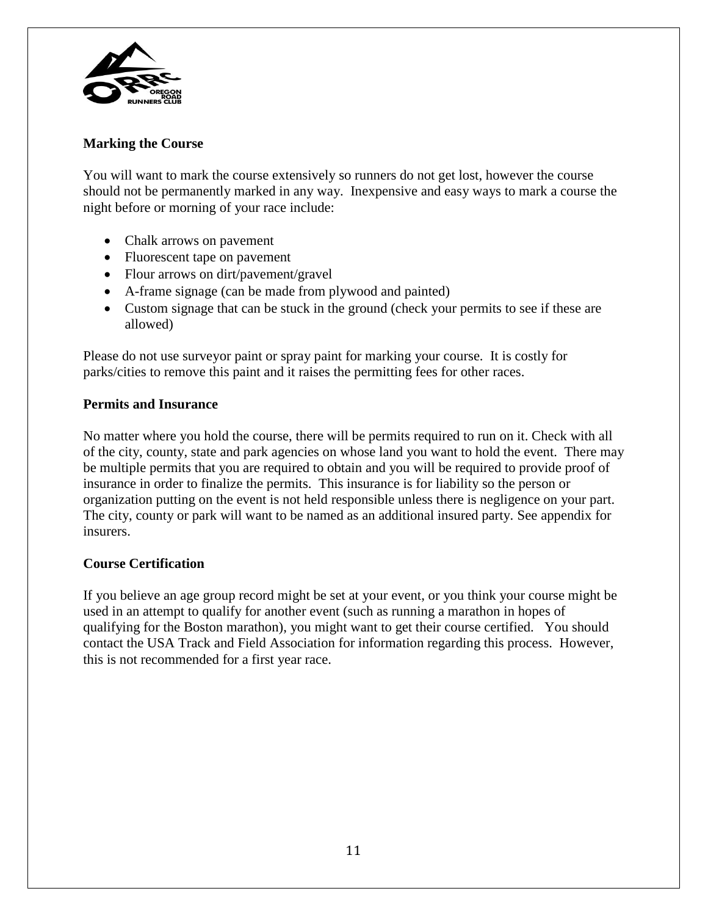## Marking the Course

You will want to mark the course extensively so runners do not get lost, however the course should not be permanently marked in any way. Inexpensive and easy ways to mark a course the night before or morning of your race include:

- Chalk arrows on pavement
- Fluorescent tape on pavement
- Flour arrows on dirt/pavement/gravel
- A-frame signage (can be made from plywood and painted)
- Custom signage that can be stuck in the ground (check your permits to see if these are allowed)

Please do not use surveyor paint or spray paint for marking your course. It is costly for parks/cities to remove this paint and it raises the permitting fees for other races.

## Permits and Insurance

No matter where you hold the course, there will be permits required to run on it. Check with all of the city, county, state and park agencies on whose land you want to hold the event. There may be multiple permits that you are required to obtain and you will be required to provide proof of insurance in order to finalize the permits. This insurance is for liability so the person or organization putting on the event is not held responsible unless there is negligence on your part. The city, county or park will want to be named as an additional insured party. See appendix for insurers.

## Course Certification

If you believe an age group record might be set at your event, or you think your course might be used in an attempt to qualify for another event (such as running a marathon in hopes of qualifying for the Boston marathon), you might want to get their course certified. You should contact the USA Track and Field Association for information regarding this process. However, this is not recommended for a first year race.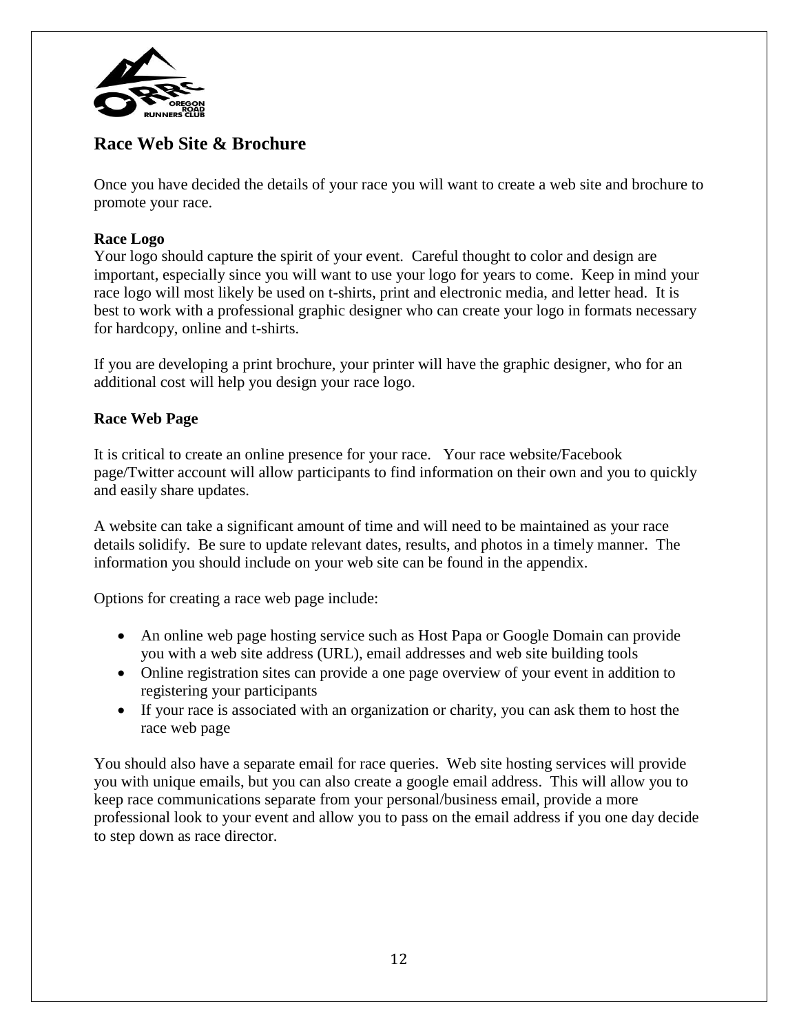## Race Web Site & Brochure

Once you have decided the details of your race you will want to create a web site and brochure to promote your race.

**Race Logo**

Your logo should capture the spirit of your event. Careful thought to color and design are important, especially since you will want to use your logo for years to come. Keep in mind your race logo will most likely be used on t-shirts, print and electronic media, and letter head. It is best to work with a professional graphic designer who can create your logo in formats necessary for hardcopy, online and t-shirts.

If you are developing a print brochure, your printer will have the graphic designer, who for an additional cost will help you design your race logo.

**Race Web Page**

It is critical to create an online presence for your race. Your race website/Facebook page/Twitter account will allow participants to find information on their own and you to quickly and easily share updates.

A website can take a significant amount of time and will need to be maintained as your race details solidify. Be sure to update relevant dates, results, and photos in a timely manner. The information you should include on your web site can be found in the appendix.

Options for creating a race web page include:

- An online web page hosting service such as Host Papa or Google Domain can provide you with a web site address (URL), email addresses and web site building tools
- Online registration sites can provide a one page overview of your event in addition to registering your participants
- If your race is associated with an organization or charity, you can ask them to host the race web page

You should also have a separate email for race queries. Web site hosting services will provide you with unique emails, but you can also create a google email address. This will allow you to keep race communications separate from your personal/business email, provide a more professional look to your event and allow you to pass on the email address if you one day decide to step down as race director.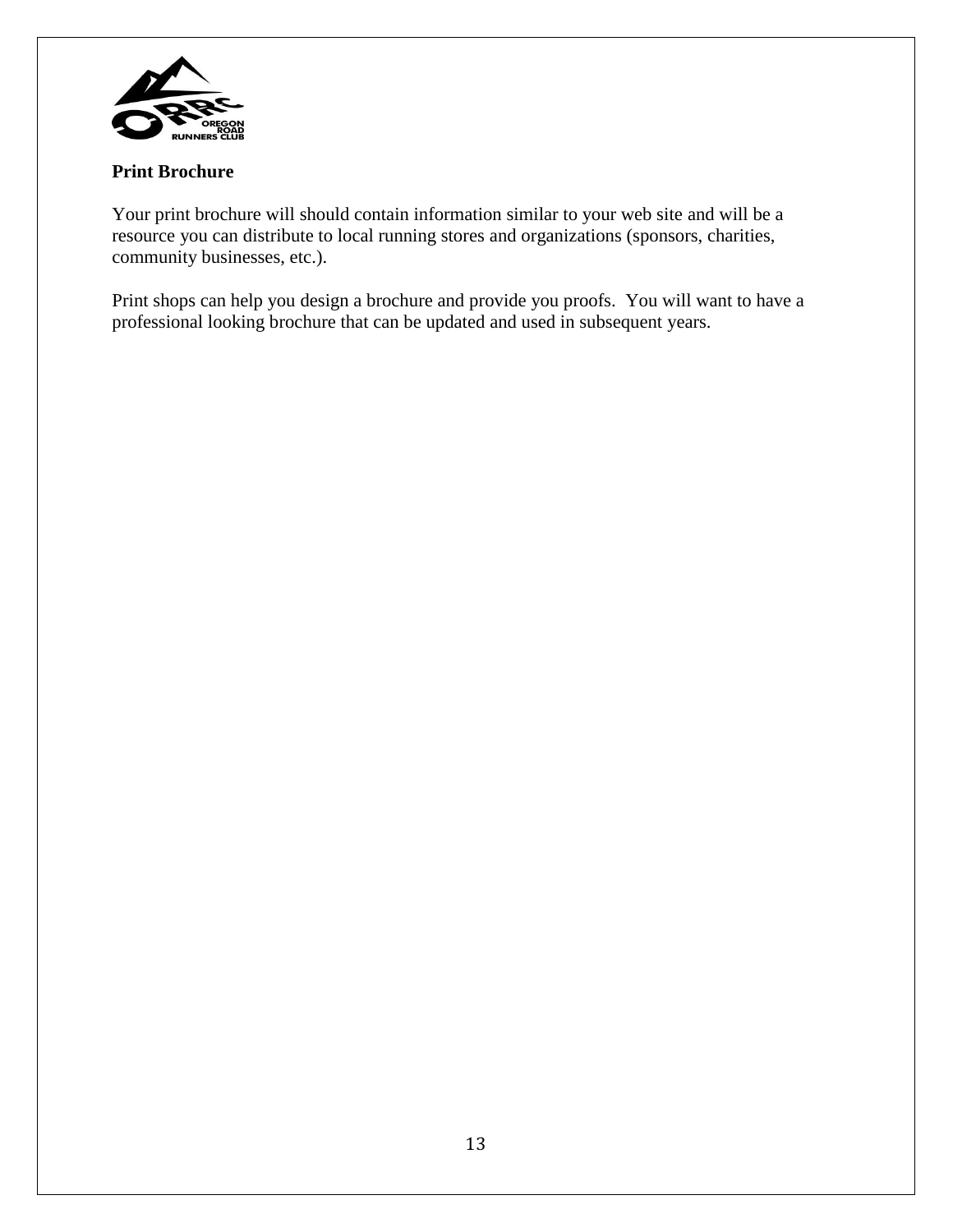**Print Brochure**

Your print brochure will should contain information similar to your web site and will be a resource you can distribute to local running stores and organizations (sponsors, charities, community businesses, etc.).

Print shops can help you design a brochure and provide you proofs. You will want to have a professional looking brochure that can be updated and used in subsequent years.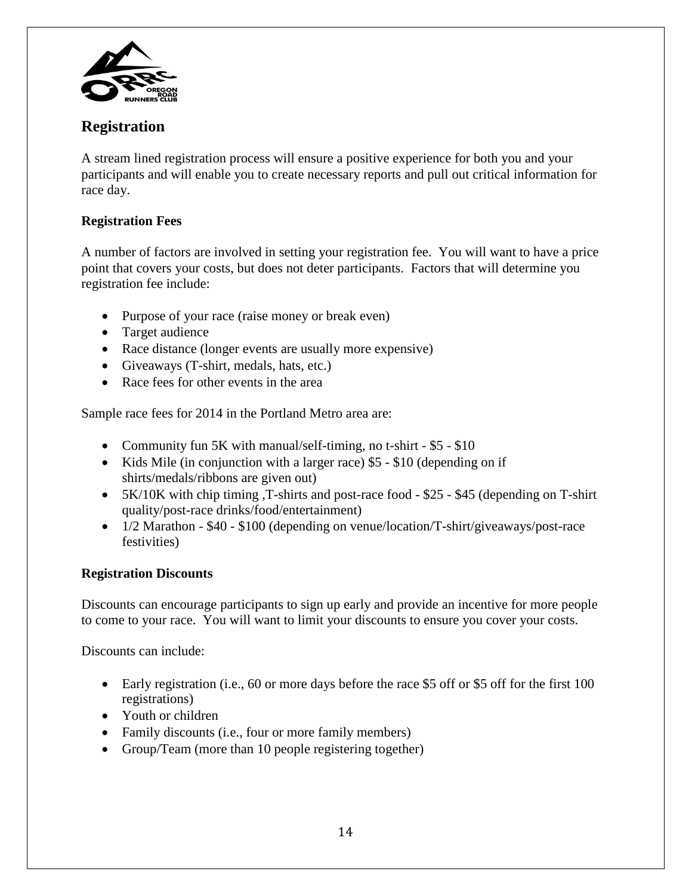## Registration

A stream lined registration process will ensure a positive experience for both you and your participants and will enable you to create necessary reports and pull out critical information for race day.

### Registration Fees

A number of factors are involved in setting your registration fee. You will want to have a price point that covers your costs, but does not deter participants. Factors that will determine you registration fee include:

- Purpose of your race (raise money or break even)
- Target audience
- Race distance (longer events are usually more expensive)
- Giveaways (T-shirt, medals, hats, etc.)
- Race fees for other events in the area

Sample race fees for 2014 in the Portland Metro area are:

- Community fun 5K with manual/self-timing, no t-shirt - $5 - $10
- Kids Mile (in conjunction with a larger race) $5 - $10 (depending on if shirts/medals/ribbons are given out)
- 5K/10K with chip timing ,T-shirts and post-race food - $25 - $45 (depending on T-shirt quality/post-race drinks/food/entertainment)
- 1/2 Marathon - $40 - $100 (depending on venue/location/T-shirt/giveaways/post-race festivities)

### Registration Discounts

Discounts can encourage participants to sign up early and provide an incentive for more people to come to your race. You will want to limit your discounts to ensure you cover your costs.

Discounts can include:

- Early registration (i.e., 60 or more days before the race $5 off or $5 off for the first 100 registrations)
- Youth or children
- Family discounts (i.e., four or more family members)
- Group/Team (more than 10 people registering together)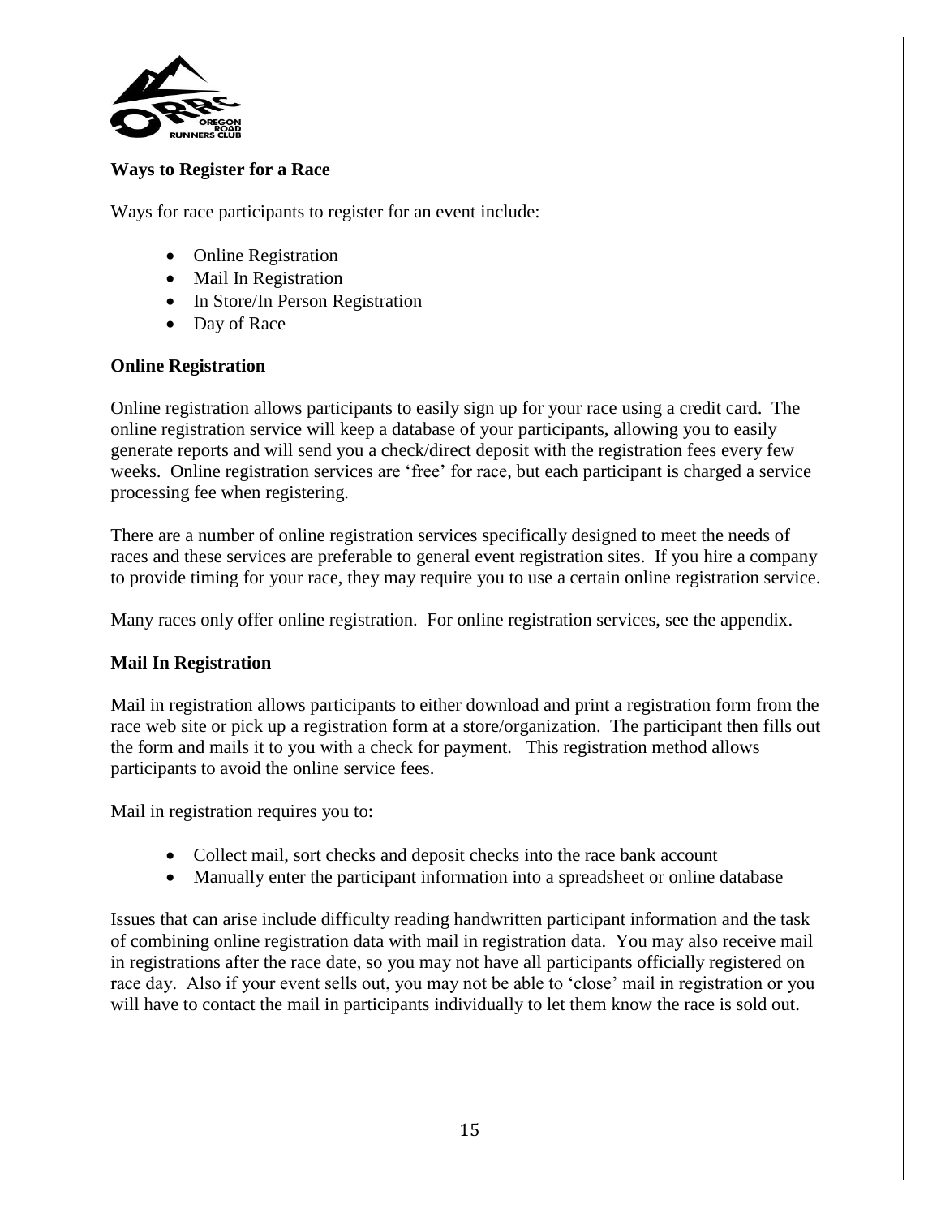## Ways to Register for a Race

Ways for race participants to register for an event include:

- Online Registration
- Mail In Registration
- In Store/In Person Registration
- Day of Race

## Online Registration

Online registration allows participants to easily sign up for your race using a credit card. The online registration service will keep a database of your participants, allowing you to easily generate reports and will send you a check/direct deposit with the registration fees every few weeks. Online registration services are 'free' for race, but each participant is charged a service processing fee when registering.

There are a number of online registration services specifically designed to meet the needs of races and these services are preferable to general event registration sites. If you hire a company to provide timing for your race, they may require you to use a certain online registration service.

Many races only offer online registration. For online registration services, see the appendix.

## Mail In Registration

Mail in registration allows participants to either download and print a registration form from the race web site or pick up a registration form at a store/organization. The participant then fills out the form and mails it to you with a check for payment. This registration method allows participants to avoid the online service fees.

Mail in registration requires you to:

- Collect mail, sort checks and deposit checks into the race bank account
- Manually enter the participant information into a spreadsheet or online database

Issues that can arise include difficulty reading handwritten participant information and the task of combining online registration data with mail in registration data. You may also receive mail in registrations after the race date, so you may not have all participants officially registered on race day. Also if your event sells out, you may not be able to 'close' mail in registration or you will have to contact the mail in participants individually to let them know the race is sold out.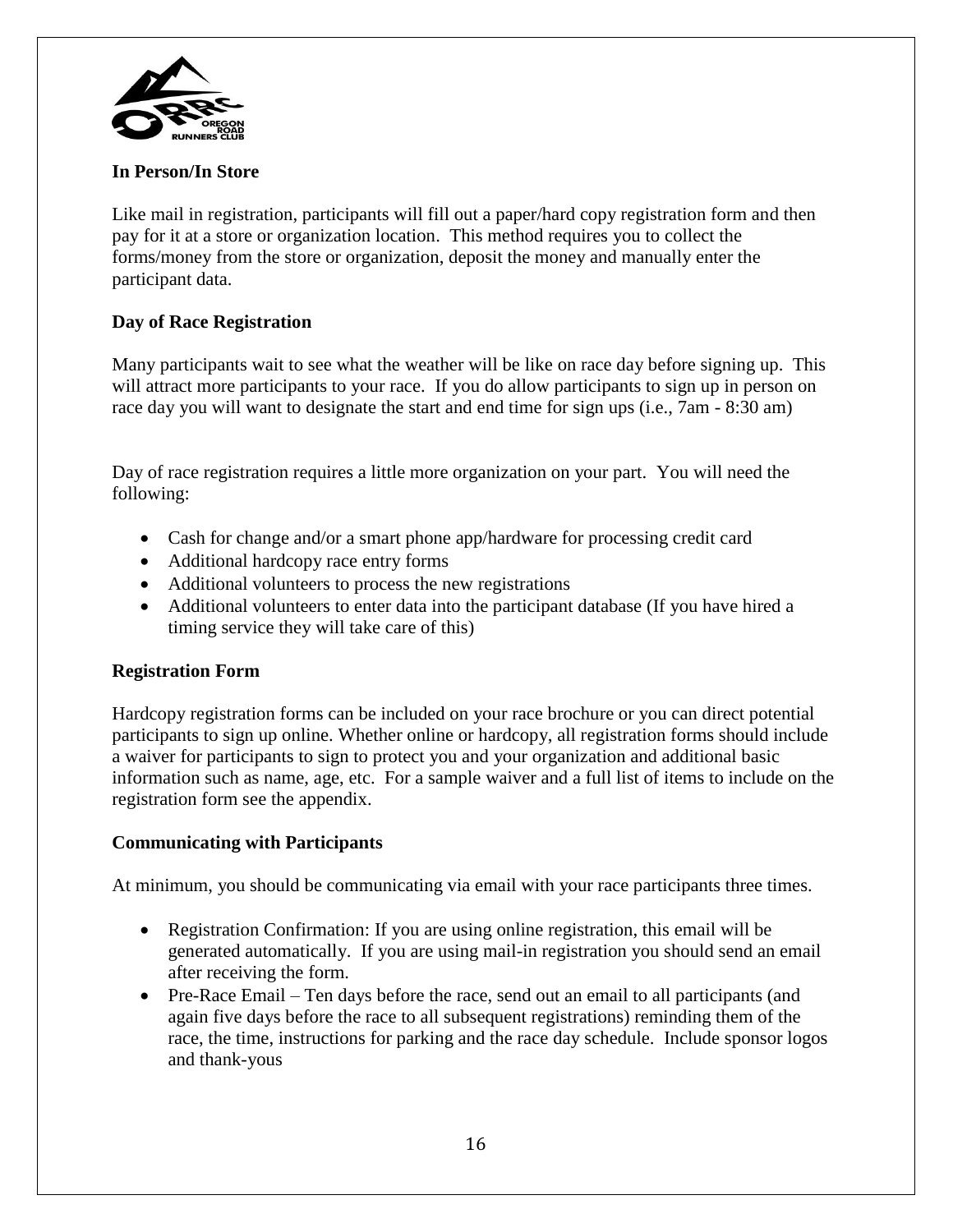### In Person/In Store

Like mail in registration, participants will fill out a paper/hard copy registration form and then pay for it at a store or organization location. This method requires you to collect the forms/money from the store or organization, deposit the money and manually enter the participant data.

### Day of Race Registration

Many participants wait to see what the weather will be like on race day before signing up. This will attract more participants to your race. If you do allow participants to sign up in person on race day you will want to designate the start and end time for sign ups (i.e., 7am - 8:30 am)

Day of race registration requires a little more organization on your part. You will need the following:

- Cash for change and/or a smart phone app/hardware for processing credit card
- Additional hardcopy race entry forms
- Additional volunteers to process the new registrations
- Additional volunteers to enter data into the participant database (If you have hired a timing service they will take care of this)

### Registration Form

Hardcopy registration forms can be included on your race brochure or you can direct potential participants to sign up online. Whether online or hardcopy, all registration forms should include a waiver for participants to sign to protect you and your organization and additional basic information such as name, age, etc. For a sample waiver and a full list of items to include on the registration form see the appendix.

### Communicating with Participants

At minimum, you should be communicating via email with your race participants three times.

- Registration Confirmation: If you are using online registration, this email will be generated automatically. If you are using mail-in registration you should send an email after receiving the form.
- Pre-Race Email – Ten days before the race, send out an email to all participants (and again five days before the race to all subsequent registrations) reminding them of the race, the time, instructions for parking and the race day schedule. Include sponsor logos and thank-yous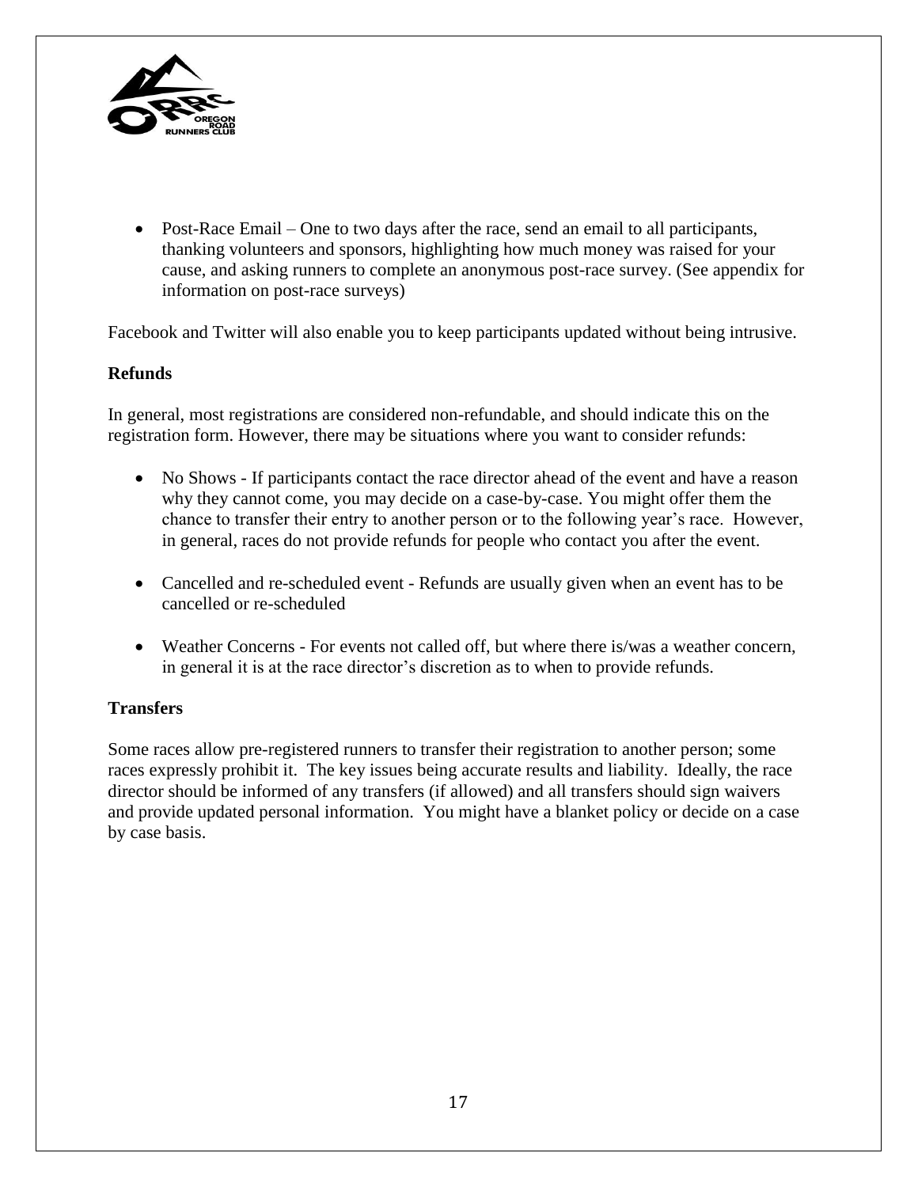- Post-Race Email – One to two days after the race, send an email to all participants, thanking volunteers and sponsors, highlighting how much money was raised for your cause, and asking runners to complete an anonymous post-race survey. (See appendix for information on post-race surveys)

Facebook and Twitter will also enable you to keep participants updated without being intrusive.

**Refunds**

In general, most registrations are considered non-refundable, and should indicate this on the registration form. However, there may be situations where you want to consider refunds:

- No Shows - If participants contact the race director ahead of the event and have a reason why they cannot come, you may decide on a case-by-case. You might offer them the chance to transfer their entry to another person or to the following year's race. However, in general, races do not provide refunds for people who contact you after the event.
- Cancelled and re-scheduled event - Refunds are usually given when an event has to be cancelled or re-scheduled
- Weather Concerns - For events not called off, but where there is/was a weather concern, in general it is at the race director's discretion as to when to provide refunds.

**Transfers**

Some races allow pre-registered runners to transfer their registration to another person; some races expressly prohibit it. The key issues being accurate results and liability. Ideally, the race director should be informed of any transfers (if allowed) and all transfers should sign waivers and provide updated personal information. You might have a blanket policy or decide on a case by case basis.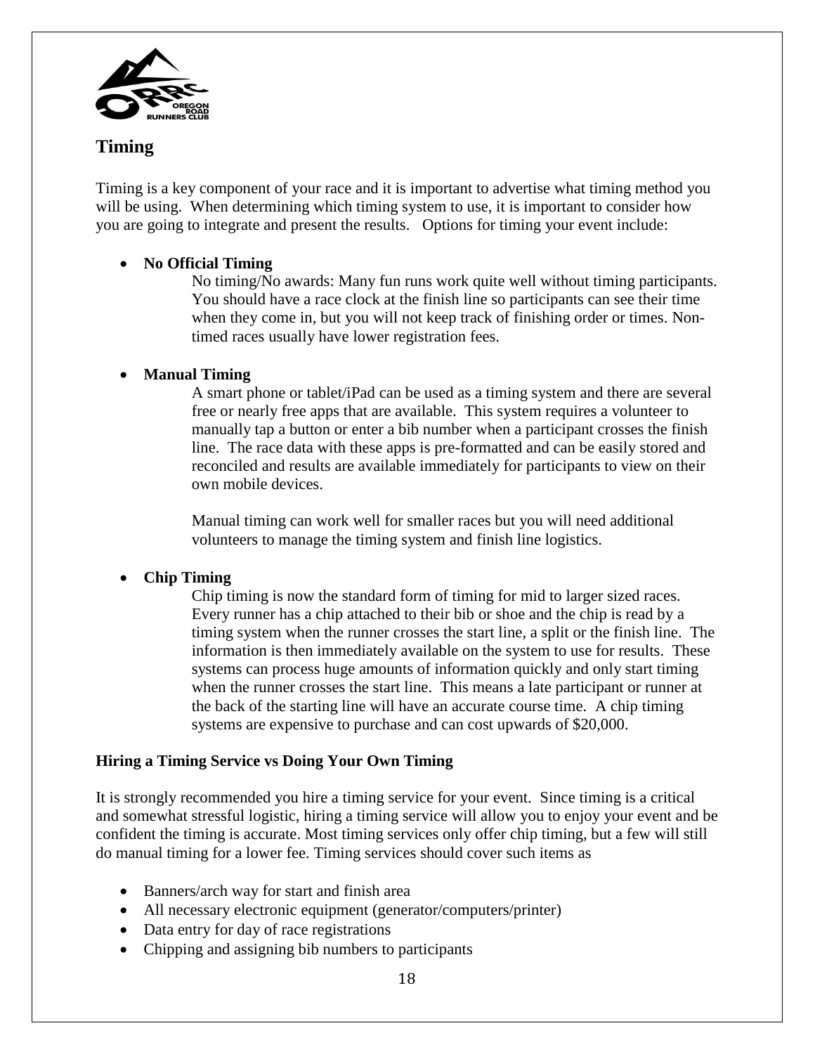## Timing

Timing is a key component of your race and it is important to advertise what timing method you will be using. When determining which timing system to use, it is important to consider how you are going to integrate and present the results. Options for timing your event include:

- **No Official Timing**

  No timing/No awards: Many fun runs work quite well without timing participants. You should have a race clock at the finish line so participants can see their time when they come in, but you will not keep track of finishing order or times. Non-timed races usually have lower registration fees.

- **Manual Timing**

  A smart phone or tablet/iPad can be used as a timing system and there are several free or nearly free apps that are available. This system requires a volunteer to manually tap a button or enter a bib number when a participant crosses the finish line. The race data with these apps is pre-formatted and can be easily stored and reconciled and results are available immediately for participants to view on their own mobile devices.

  Manual timing can work well for smaller races but you will need additional volunteers to manage the timing system and finish line logistics.

- **Chip Timing**

  Chip timing is now the standard form of timing for mid to larger sized races. Every runner has a chip attached to their bib or shoe and the chip is read by a timing system when the runner crosses the start line, a split or the finish line. The information is then immediately available on the system to use for results. These systems can process huge amounts of information quickly and only start timing when the runner crosses the start line. This means a late participant or runner at the back of the starting line will have an accurate course time. A chip timing systems are expensive to purchase and can cost upwards of $20,000.

**Hiring a Timing Service vs Doing Your Own Timing**

It is strongly recommended you hire a timing service for your event. Since timing is a critical and somewhat stressful logistic, hiring a timing service will allow you to enjoy your event and be confident the timing is accurate. Most timing services only offer chip timing, but a few will still do manual timing for a lower fee. Timing services should cover such items as

- Banners/arch way for start and finish area
- All necessary electronic equipment (generator/computers/printer)
- Data entry for day of race registrations
- Chipping and assigning bib numbers to participants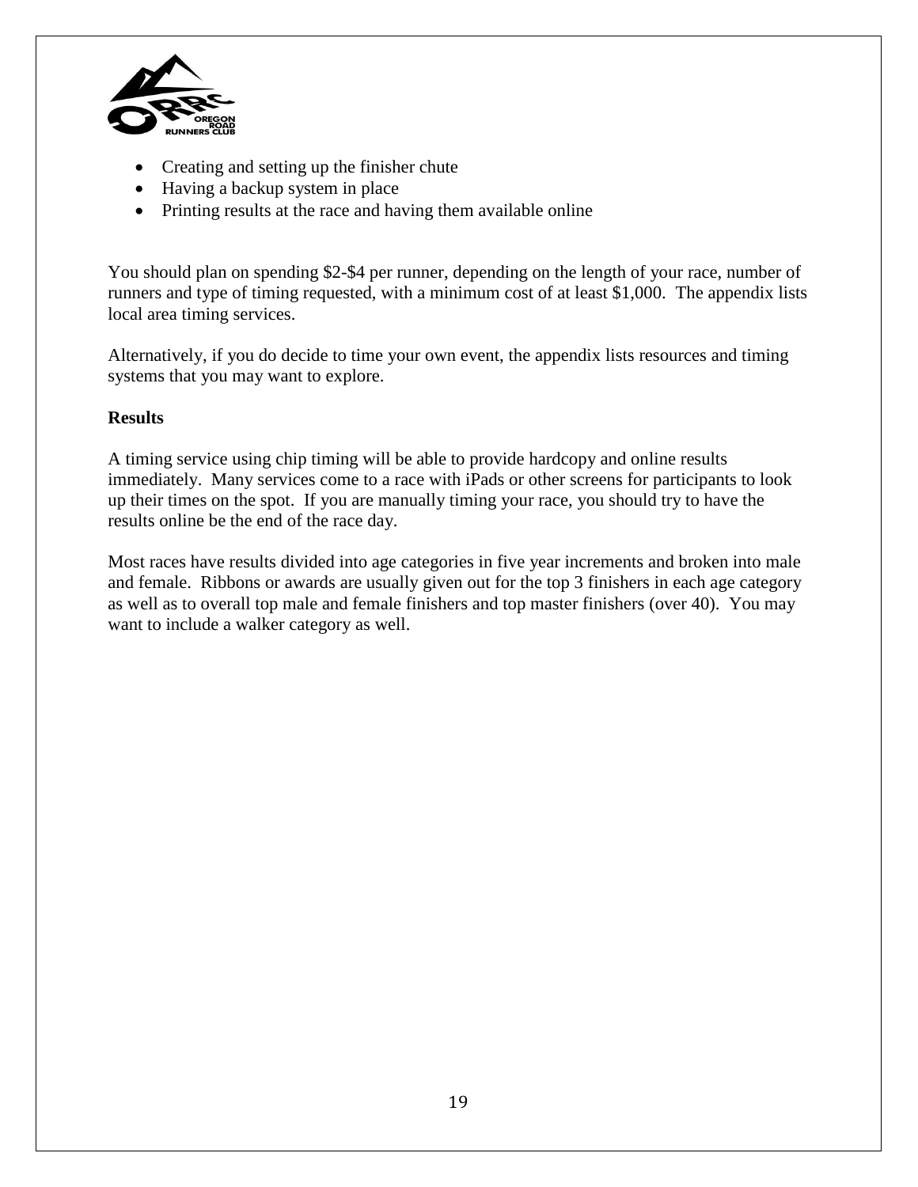- Creating and setting up the finisher chute
- Having a backup system in place
- Printing results at the race and having them available online

You should plan on spending $2-$4 per runner, depending on the length of your race, number of runners and type of timing requested, with a minimum cost of at least $1,000. The appendix lists local area timing services.

Alternatively, if you do decide to time your own event, the appendix lists resources and timing systems that you may want to explore.

**Results**

A timing service using chip timing will be able to provide hardcopy and online results immediately. Many services come to a race with iPads or other screens for participants to look up their times on the spot. If you are manually timing your race, you should try to have the results online be the end of the race day.

Most races have results divided into age categories in five year increments and broken into male and female. Ribbons or awards are usually given out for the top 3 finishers in each age category as well as to overall top male and female finishers and top master finishers (over 40). You may want to include a walker category as well.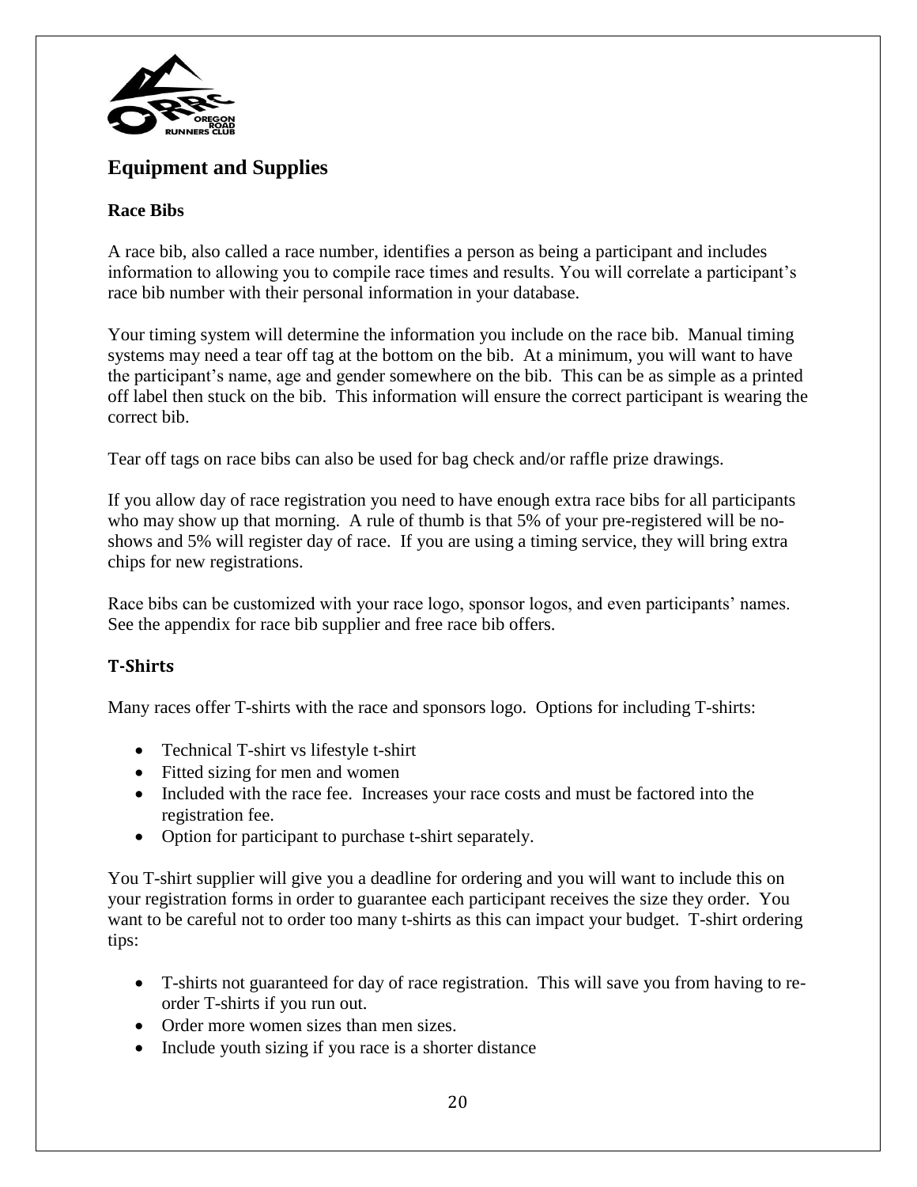## Equipment and Supplies

**Race Bibs**

A race bib, also called a race number, identifies a person as being a participant and includes information to allowing you to compile race times and results. You will correlate a participant's race bib number with their personal information in your database.

Your timing system will determine the information you include on the race bib. Manual timing systems may need a tear off tag at the bottom on the bib. At a minimum, you will want to have the participant's name, age and gender somewhere on the bib. This can be as simple as a printed off label then stuck on the bib. This information will ensure the correct participant is wearing the correct bib.

Tear off tags on race bibs can also be used for bag check and/or raffle prize drawings.

If you allow day of race registration you need to have enough extra race bibs for all participants who may show up that morning. A rule of thumb is that 5% of your pre-registered will be no-shows and 5% will register day of race. If you are using a timing service, they will bring extra chips for new registrations.

Race bibs can be customized with your race logo, sponsor logos, and even participants' names. See the appendix for race bib supplier and free race bib offers.

### T-Shirts

Many races offer T-shirts with the race and sponsors logo. Options for including T-shirts:

- Technical T-shirt vs lifestyle t-shirt
- Fitted sizing for men and women
- Included with the race fee. Increases your race costs and must be factored into the registration fee.
- Option for participant to purchase t-shirt separately.

You T-shirt supplier will give you a deadline for ordering and you will want to include this on your registration forms in order to guarantee each participant receives the size they order. You want to be careful not to order too many t-shirts as this can impact your budget. T-shirt ordering tips:

- T-shirts not guaranteed for day of race registration. This will save you from having to re-order T-shirts if you run out.
- Order more women sizes than men sizes.
- Include youth sizing if you race is a shorter distance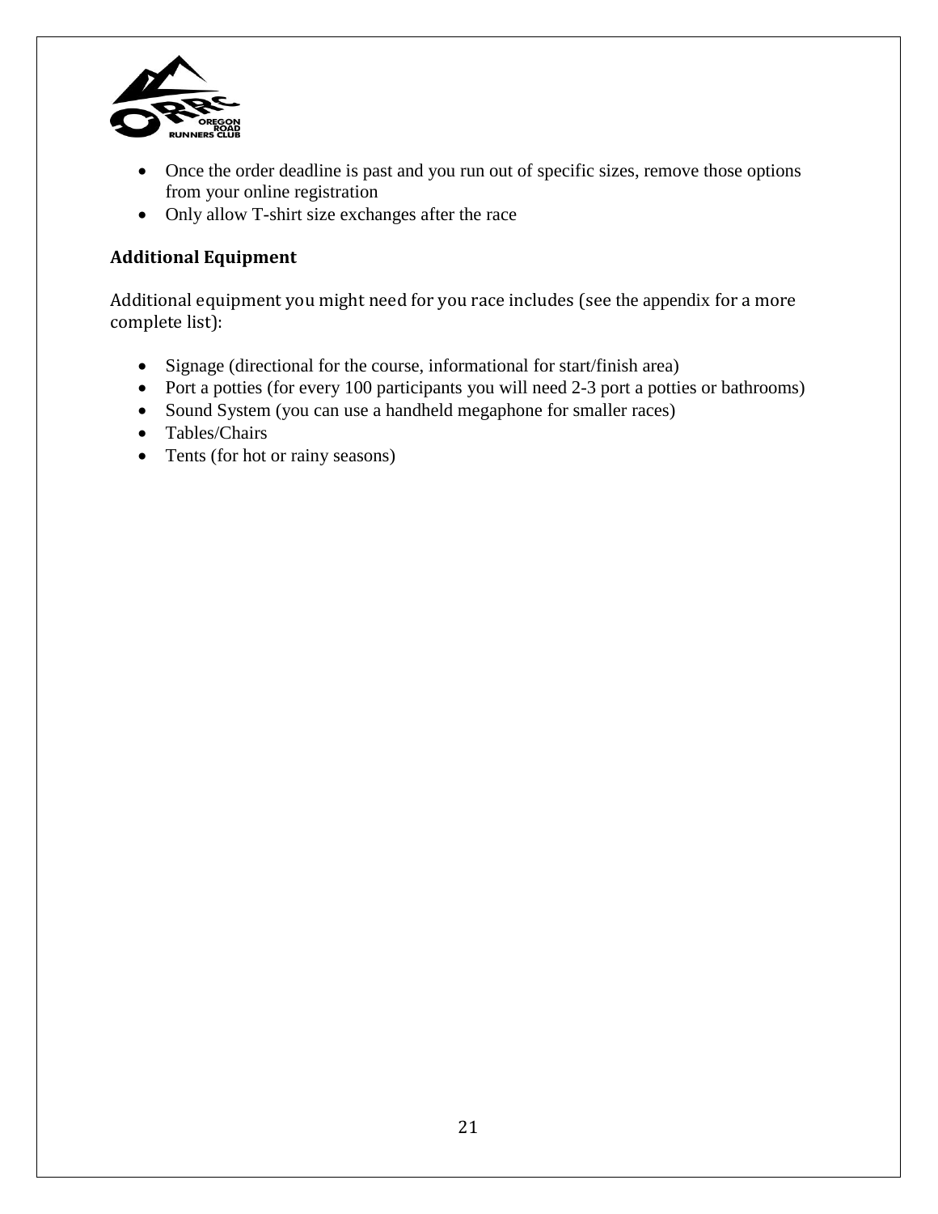- Once the order deadline is past and you run out of specific sizes, remove those options from your online registration
- Only allow T-shirt size exchanges after the race

### Additional Equipment

Additional equipment you might need for you race includes (see the appendix for a more complete list):

- Signage (directional for the course, informational for start/finish area)
- Port a potties (for every 100 participants you will need 2-3 port a potties or bathrooms)
- Sound System (you can use a handheld megaphone for smaller races)
- Tables/Chairs
- Tents (for hot or rainy seasons)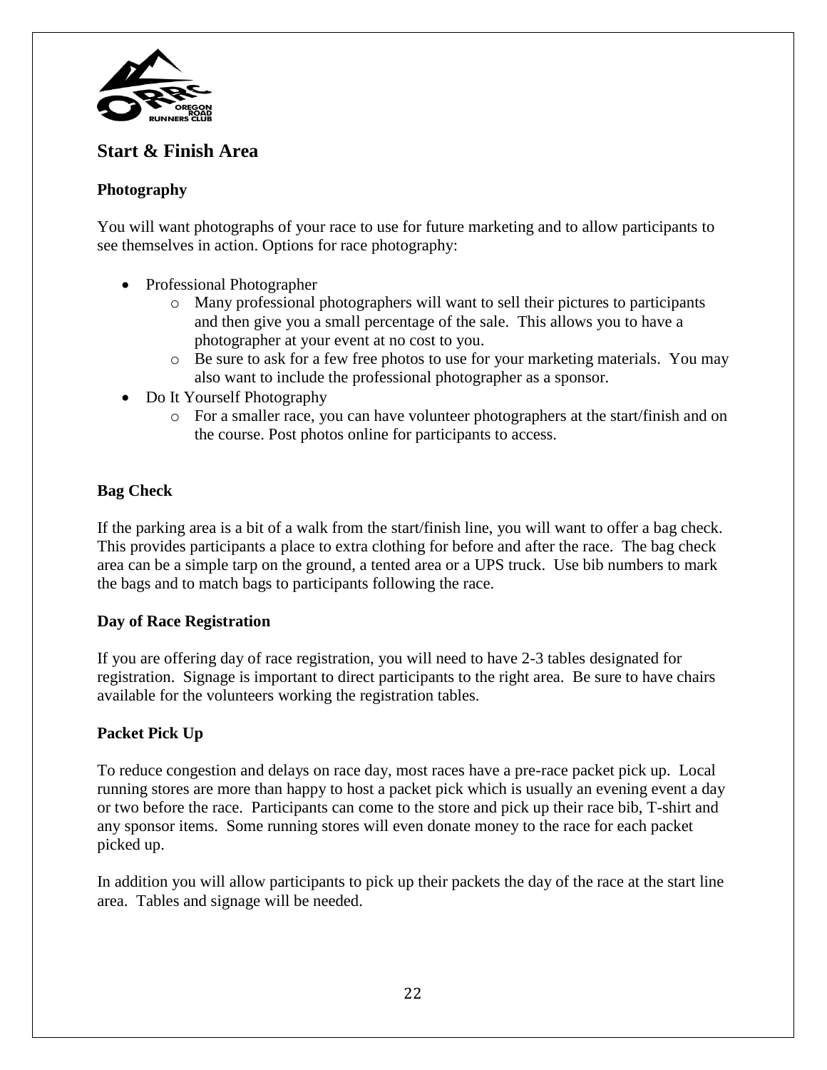## Start & Finish Area

### Photography

You will want photographs of your race to use for future marketing and to allow participants to see themselves in action. Options for race photography:

- Professional Photographer
  - Many professional photographers will want to sell their pictures to participants and then give you a small percentage of the sale. This allows you to have a photographer at your event at no cost to you.
  - Be sure to ask for a few free photos to use for your marketing materials. You may also want to include the professional photographer as a sponsor.
- Do It Yourself Photography
  - For a smaller race, you can have volunteer photographers at the start/finish and on the course. Post photos online for participants to access.

### Bag Check

If the parking area is a bit of a walk from the start/finish line, you will want to offer a bag check. This provides participants a place to extra clothing for before and after the race. The bag check area can be a simple tarp on the ground, a tented area or a UPS truck. Use bib numbers to mark the bags and to match bags to participants following the race.

### Day of Race Registration

If you are offering day of race registration, you will need to have 2-3 tables designated for registration. Signage is important to direct participants to the right area. Be sure to have chairs available for the volunteers working the registration tables.

### Packet Pick Up

To reduce congestion and delays on race day, most races have a pre-race packet pick up. Local running stores are more than happy to host a packet pick which is usually an evening event a day or two before the race. Participants can come to the store and pick up their race bib, T-shirt and any sponsor items. Some running stores will even donate money to the race for each packet picked up.

In addition you will allow participants to pick up their packets the day of the race at the start line area. Tables and signage will be needed.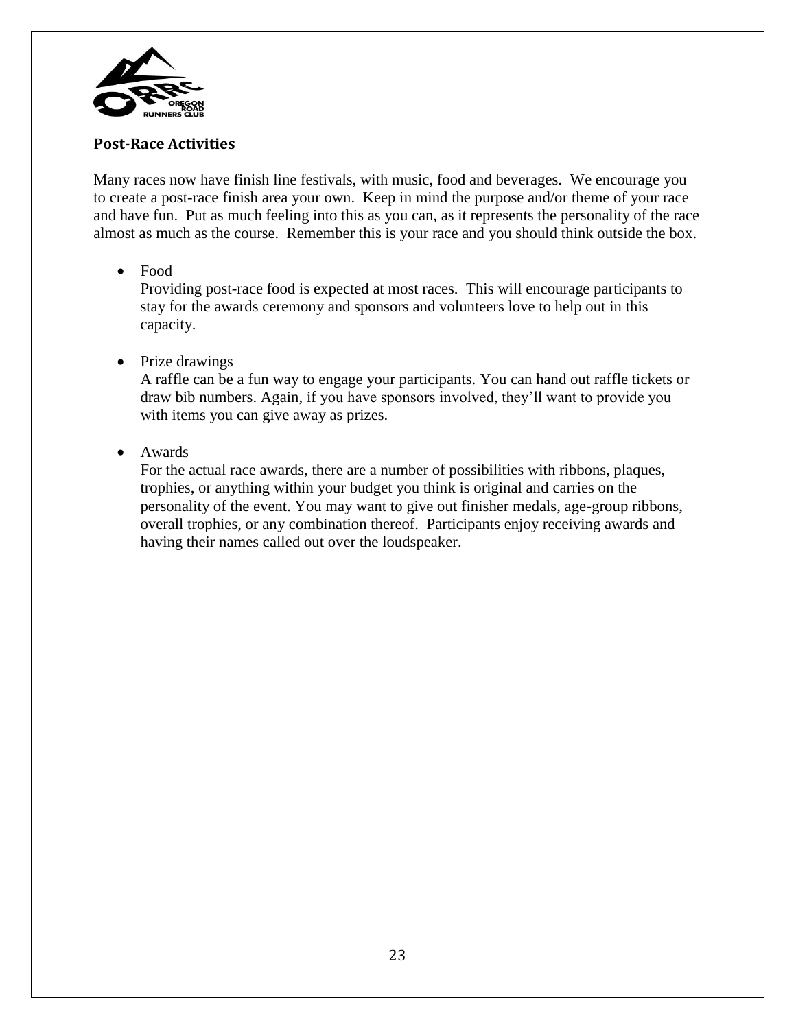## Post-Race Activities

Many races now have finish line festivals, with music, food and beverages. We encourage you to create a post-race finish area your own. Keep in mind the purpose and/or theme of your race and have fun. Put as much feeling into this as you can, as it represents the personality of the race almost as much as the course. Remember this is your race and you should think outside the box.

- Food
  Providing post-race food is expected at most races. This will encourage participants to stay for the awards ceremony and sponsors and volunteers love to help out in this capacity.

- Prize drawings
  A raffle can be a fun way to engage your participants. You can hand out raffle tickets or draw bib numbers. Again, if you have sponsors involved, they'll want to provide you with items you can give away as prizes.

- Awards
  For the actual race awards, there are a number of possibilities with ribbons, plaques, trophies, or anything within your budget you think is original and carries on the personality of the event. You may want to give out finisher medals, age-group ribbons, overall trophies, or any combination thereof. Participants enjoy receiving awards and having their names called out over the loudspeaker.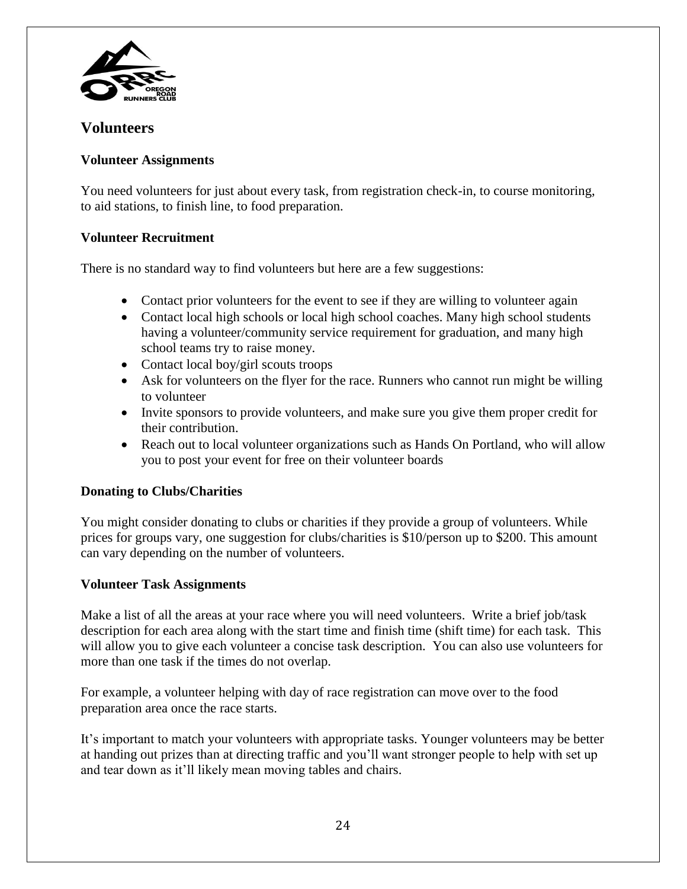# Volunteers

### Volunteer Assignments

You need volunteers for just about every task, from registration check-in, to course monitoring, to aid stations, to finish line, to food preparation.

### Volunteer Recruitment

There is no standard way to find volunteers but here are a few suggestions:

- Contact prior volunteers for the event to see if they are willing to volunteer again
- Contact local high schools or local high school coaches. Many high school students having a volunteer/community service requirement for graduation, and many high school teams try to raise money.
- Contact local boy/girl scouts troops
- Ask for volunteers on the flyer for the race. Runners who cannot run might be willing to volunteer
- Invite sponsors to provide volunteers, and make sure you give them proper credit for their contribution.
- Reach out to local volunteer organizations such as Hands On Portland, who will allow you to post your event for free on their volunteer boards

### Donating to Clubs/Charities

You might consider donating to clubs or charities if they provide a group of volunteers. While prices for groups vary, one suggestion for clubs/charities is $10/person up to $200. This amount can vary depending on the number of volunteers.

### Volunteer Task Assignments

Make a list of all the areas at your race where you will need volunteers. Write a brief job/task description for each area along with the start time and finish time (shift time) for each task. This will allow you to give each volunteer a concise task description. You can also use volunteers for more than one task if the times do not overlap.

For example, a volunteer helping with day of race registration can move over to the food preparation area once the race starts.

It's important to match your volunteers with appropriate tasks. Younger volunteers may be better at handing out prizes than at directing traffic and you'll want stronger people to help with set up and tear down as it'll likely mean moving tables and chairs.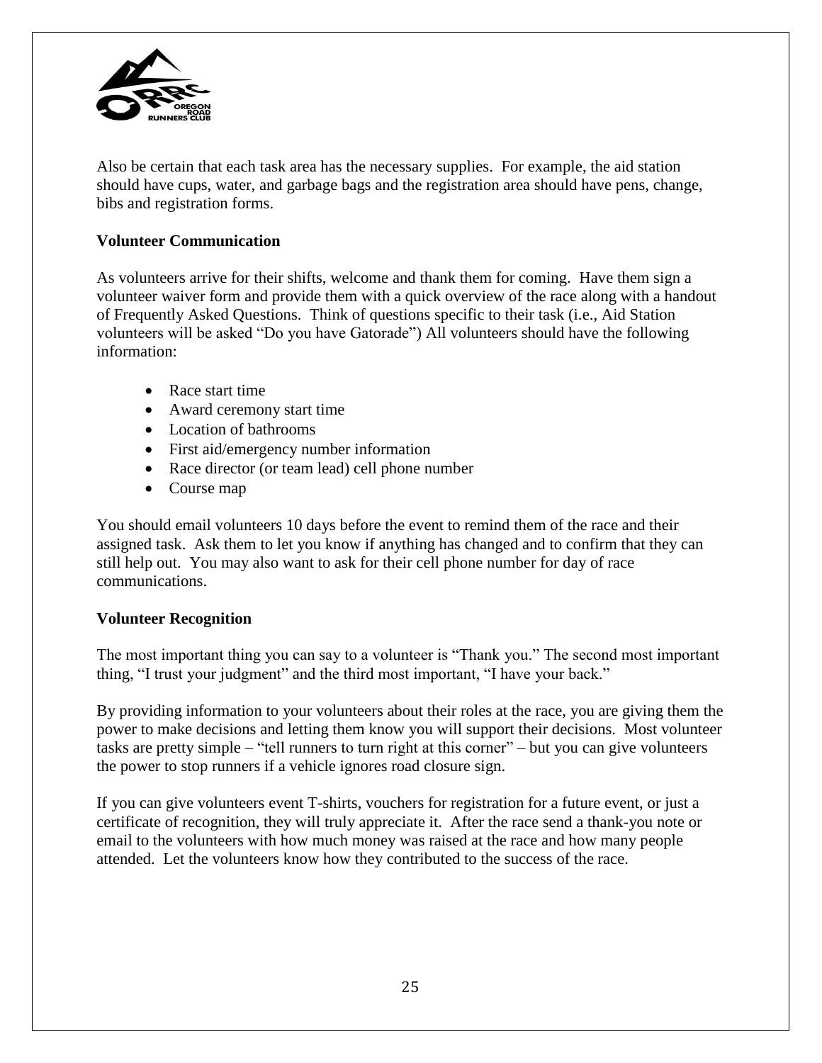Also be certain that each task area has the necessary supplies. For example, the aid station should have cups, water, and garbage bags and the registration area should have pens, change, bibs and registration forms.

**Volunteer Communication**

As volunteers arrive for their shifts, welcome and thank them for coming. Have them sign a volunteer waiver form and provide them with a quick overview of the race along with a handout of Frequently Asked Questions. Think of questions specific to their task (i.e., Aid Station volunteers will be asked "Do you have Gatorade") All volunteers should have the following information:

- Race start time
- Award ceremony start time
- Location of bathrooms
- First aid/emergency number information
- Race director (or team lead) cell phone number
- Course map

You should email volunteers 10 days before the event to remind them of the race and their assigned task. Ask them to let you know if anything has changed and to confirm that they can still help out. You may also want to ask for their cell phone number for day of race communications.

**Volunteer Recognition**

The most important thing you can say to a volunteer is "Thank you." The second most important thing, "I trust your judgment" and the third most important, "I have your back."

By providing information to your volunteers about their roles at the race, you are giving them the power to make decisions and letting them know you will support their decisions. Most volunteer tasks are pretty simple – "tell runners to turn right at this corner" – but you can give volunteers the power to stop runners if a vehicle ignores road closure sign.

If you can give volunteers event T-shirts, vouchers for registration for a future event, or just a certificate of recognition, they will truly appreciate it. After the race send a thank-you note or email to the volunteers with how much money was raised at the race and how many people attended. Let the volunteers know how they contributed to the success of the race.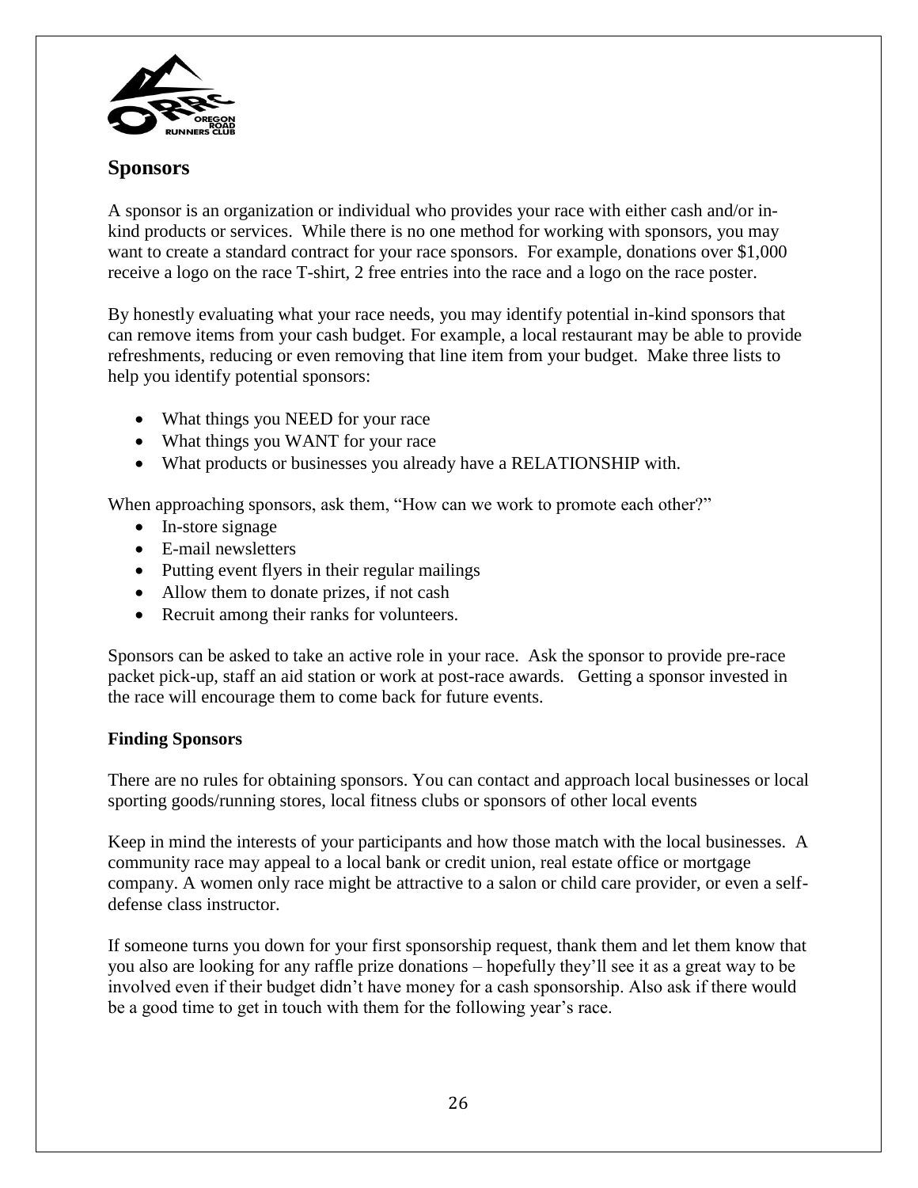## Sponsors

A sponsor is an organization or individual who provides your race with either cash and/or in-kind products or services. While there is no one method for working with sponsors, you may want to create a standard contract for your race sponsors. For example, donations over $1,000 receive a logo on the race T-shirt, 2 free entries into the race and a logo on the race poster.

By honestly evaluating what your race needs, you may identify potential in-kind sponsors that can remove items from your cash budget. For example, a local restaurant may be able to provide refreshments, reducing or even removing that line item from your budget. Make three lists to help you identify potential sponsors:

- What things you NEED for your race
- What things you WANT for your race
- What products or businesses you already have a RELATIONSHIP with.

When approaching sponsors, ask them, "How can we work to promote each other?"

- In-store signage
- E-mail newsletters
- Putting event flyers in their regular mailings
- Allow them to donate prizes, if not cash
- Recruit among their ranks for volunteers.

Sponsors can be asked to take an active role in your race. Ask the sponsor to provide pre-race packet pick-up, staff an aid station or work at post-race awards. Getting a sponsor invested in the race will encourage them to come back for future events.

### Finding Sponsors

There are no rules for obtaining sponsors. You can contact and approach local businesses or local sporting goods/running stores, local fitness clubs or sponsors of other local events

Keep in mind the interests of your participants and how those match with the local businesses. A community race may appeal to a local bank or credit union, real estate office or mortgage company. A women only race might be attractive to a salon or child care provider, or even a self-defense class instructor.

If someone turns you down for your first sponsorship request, thank them and let them know that you also are looking for any raffle prize donations – hopefully they'll see it as a great way to be involved even if their budget didn't have money for a cash sponsorship. Also ask if there would be a good time to get in touch with them for the following year's race.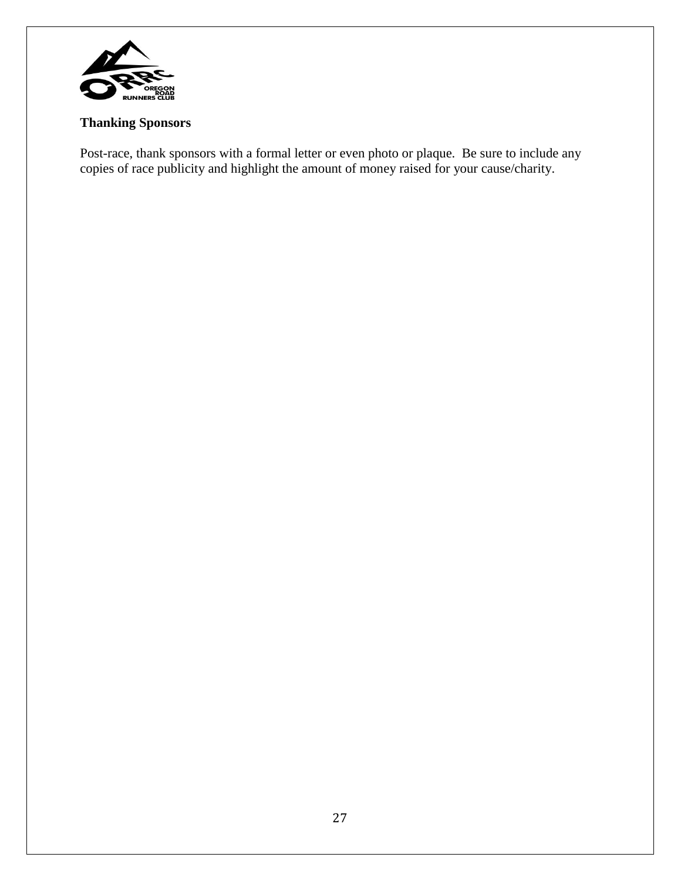**Thanking Sponsors**

Post-race, thank sponsors with a formal letter or even photo or plaque. Be sure to include any copies of race publicity and highlight the amount of money raised for your cause/charity.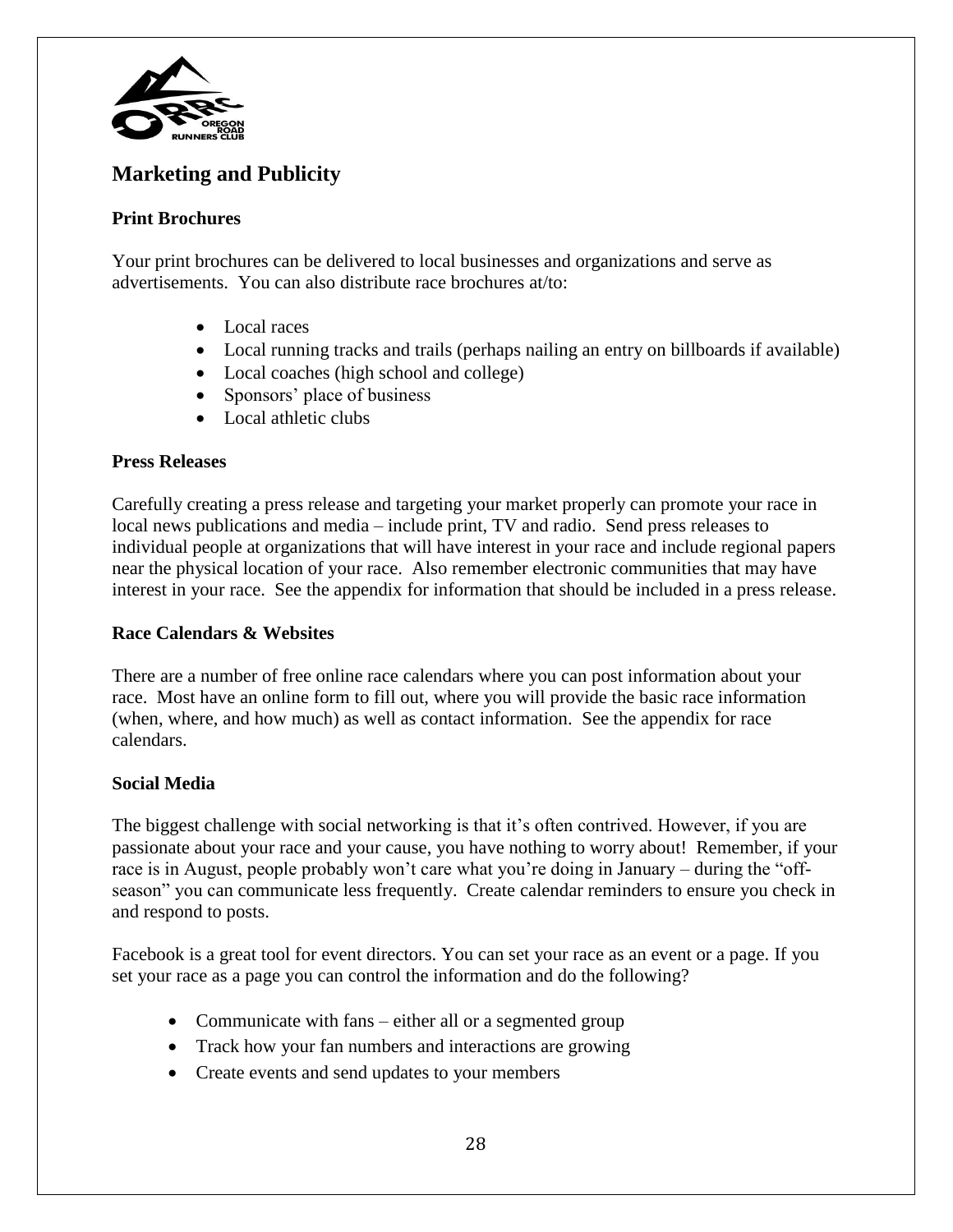## Marketing and Publicity

### Print Brochures

Your print brochures can be delivered to local businesses and organizations and serve as advertisements. You can also distribute race brochures at/to:

- Local races
- Local running tracks and trails (perhaps nailing an entry on billboards if available)
- Local coaches (high school and college)
- Sponsors' place of business
- Local athletic clubs

### Press Releases

Carefully creating a press release and targeting your market properly can promote your race in local news publications and media – include print, TV and radio. Send press releases to individual people at organizations that will have interest in your race and include regional papers near the physical location of your race. Also remember electronic communities that may have interest in your race. See the appendix for information that should be included in a press release.

### Race Calendars & Websites

There are a number of free online race calendars where you can post information about your race. Most have an online form to fill out, where you will provide the basic race information (when, where, and how much) as well as contact information. See the appendix for race calendars.

### Social Media

The biggest challenge with social networking is that it's often contrived. However, if you are passionate about your race and your cause, you have nothing to worry about! Remember, if your race is in August, people probably won't care what you're doing in January – during the "off-season" you can communicate less frequently. Create calendar reminders to ensure you check in and respond to posts.

Facebook is a great tool for event directors. You can set your race as an event or a page. If you set your race as a page you can control the information and do the following?

- Communicate with fans – either all or a segmented group
- Track how your fan numbers and interactions are growing
- Create events and send updates to your members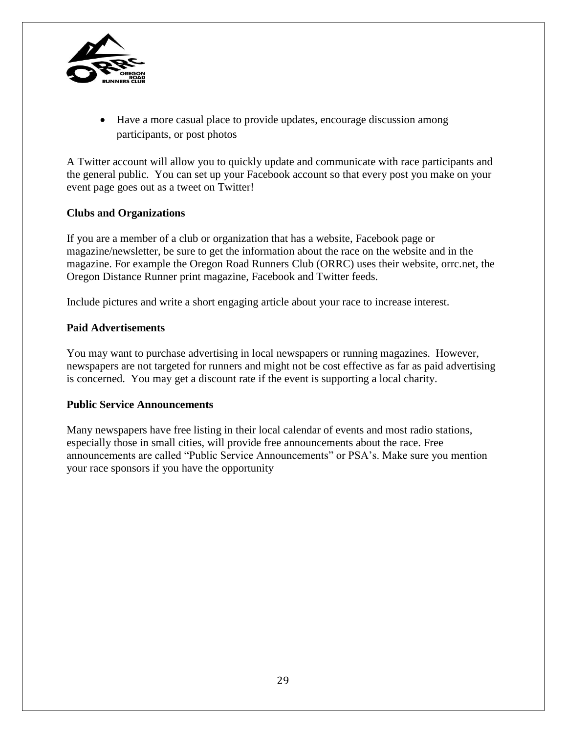- Have a more casual place to provide updates, encourage discussion among participants, or post photos

A Twitter account will allow you to quickly update and communicate with race participants and the general public. You can set up your Facebook account so that every post you make on your event page goes out as a tweet on Twitter!

**Clubs and Organizations**

If you are a member of a club or organization that has a website, Facebook page or magazine/newsletter, be sure to get the information about the race on the website and in the magazine. For example the Oregon Road Runners Club (ORRC) uses their website, orrc.net, the Oregon Distance Runner print magazine, Facebook and Twitter feeds.

Include pictures and write a short engaging article about your race to increase interest.

**Paid Advertisements**

You may want to purchase advertising in local newspapers or running magazines. However, newspapers are not targeted for runners and might not be cost effective as far as paid advertising is concerned. You may get a discount rate if the event is supporting a local charity.

**Public Service Announcements**

Many newspapers have free listing in their local calendar of events and most radio stations, especially those in small cities, will provide free announcements about the race. Free announcements are called "Public Service Announcements" or PSA's. Make sure you mention your race sponsors if you have the opportunity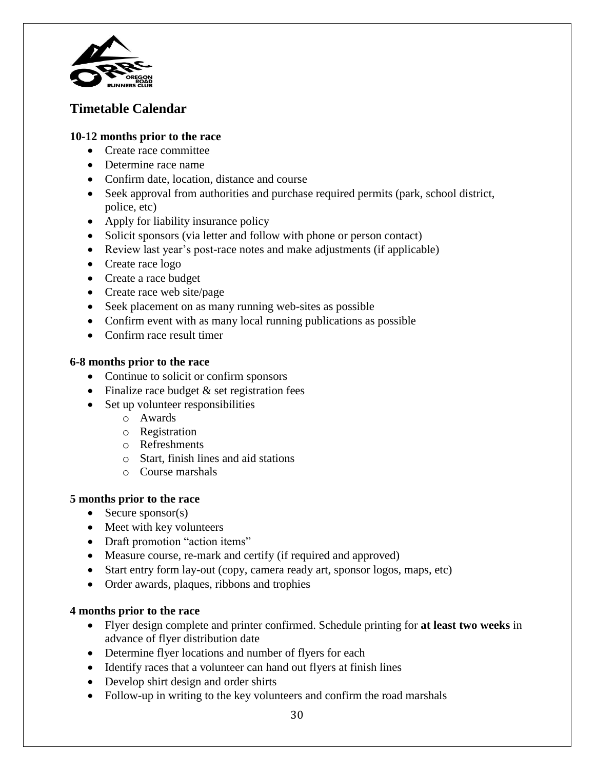## Timetable Calendar

**10-12 months prior to the race**

- Create race committee
- Determine race name
- Confirm date, location, distance and course
- Seek approval from authorities and purchase required permits (park, school district, police, etc)
- Apply for liability insurance policy
- Solicit sponsors (via letter and follow with phone or person contact)
- Review last year's post-race notes and make adjustments (if applicable)
- Create race logo
- Create a race budget
- Create race web site/page
- Seek placement on as many running web-sites as possible
- Confirm event with as many local running publications as possible
- Confirm race result timer

**6-8 months prior to the race**

- Continue to solicit or confirm sponsors
- Finalize race budget & set registration fees
- Set up volunteer responsibilities
  - Awards
  - Registration
  - Refreshments
  - Start, finish lines and aid stations
  - Course marshals

**5 months prior to the race**

- Secure sponsor(s)
- Meet with key volunteers
- Draft promotion "action items"
- Measure course, re-mark and certify (if required and approved)
- Start entry form lay-out (copy, camera ready art, sponsor logos, maps, etc)
- Order awards, plaques, ribbons and trophies

**4 months prior to the race**

- Flyer design complete and printer confirmed. Schedule printing for **at least two weeks** in advance of flyer distribution date
- Determine flyer locations and number of flyers for each
- Identify races that a volunteer can hand out flyers at finish lines
- Develop shirt design and order shirts
- Follow-up in writing to the key volunteers and confirm the road marshals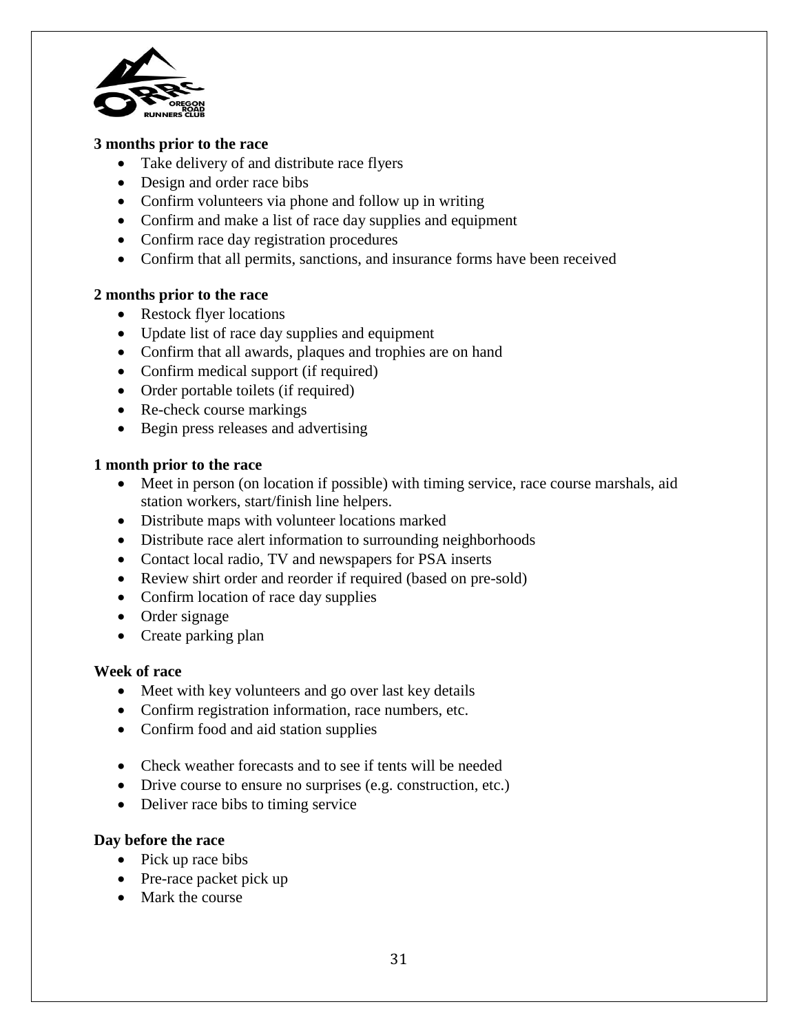**3 months prior to the race**

- Take delivery of and distribute race flyers
- Design and order race bibs
- Confirm volunteers via phone and follow up in writing
- Confirm and make a list of race day supplies and equipment
- Confirm race day registration procedures
- Confirm that all permits, sanctions, and insurance forms have been received

**2 months prior to the race**

- Restock flyer locations
- Update list of race day supplies and equipment
- Confirm that all awards, plaques and trophies are on hand
- Confirm medical support (if required)
- Order portable toilets (if required)
- Re-check course markings
- Begin press releases and advertising

**1 month prior to the race**

- Meet in person (on location if possible) with timing service, race course marshals, aid station workers, start/finish line helpers.
- Distribute maps with volunteer locations marked
- Distribute race alert information to surrounding neighborhoods
- Contact local radio, TV and newspapers for PSA inserts
- Review shirt order and reorder if required (based on pre-sold)
- Confirm location of race day supplies
- Order signage
- Create parking plan

**Week of race**

- Meet with key volunteers and go over last key details
- Confirm registration information, race numbers, etc.
- Confirm food and aid station supplies
- Check weather forecasts and to see if tents will be needed
- Drive course to ensure no surprises (e.g. construction, etc.)
- Deliver race bibs to timing service

**Day before the race**

- Pick up race bibs
- Pre-race packet pick up
- Mark the course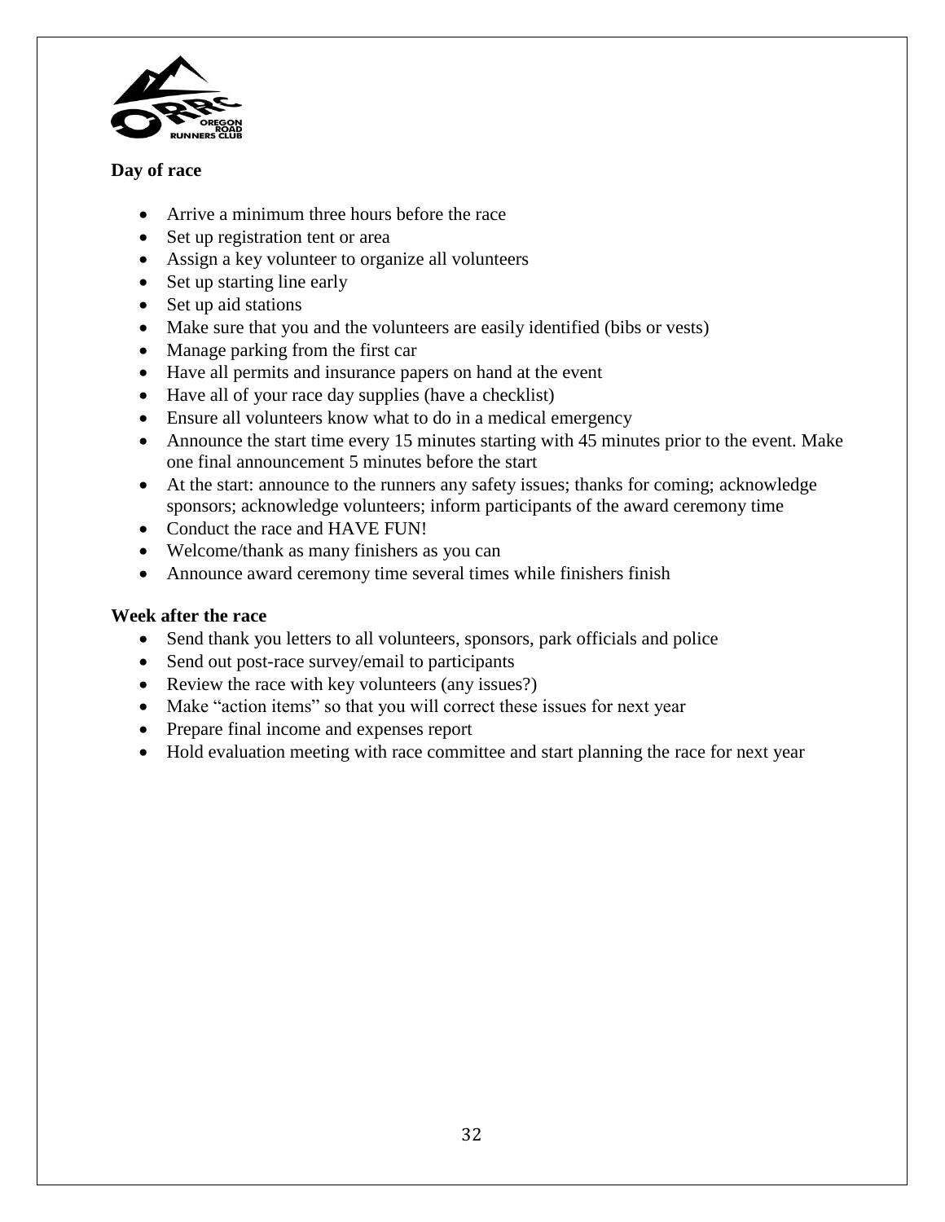**Day of race**

- Arrive a minimum three hours before the race
- Set up registration tent or area
- Assign a key volunteer to organize all volunteers
- Set up starting line early
- Set up aid stations
- Make sure that you and the volunteers are easily identified (bibs or vests)
- Manage parking from the first car
- Have all permits and insurance papers on hand at the event
- Have all of your race day supplies (have a checklist)
- Ensure all volunteers know what to do in a medical emergency
- Announce the start time every 15 minutes starting with 45 minutes prior to the event. Make one final announcement 5 minutes before the start
- At the start: announce to the runners any safety issues; thanks for coming; acknowledge sponsors; acknowledge volunteers; inform participants of the award ceremony time
- Conduct the race and HAVE FUN!
- Welcome/thank as many finishers as you can
- Announce award ceremony time several times while finishers finish

**Week after the race**

- Send thank you letters to all volunteers, sponsors, park officials and police
- Send out post-race survey/email to participants
- Review the race with key volunteers (any issues?)
- Make "action items" so that you will correct these issues for next year
- Prepare final income and expenses report
- Hold evaluation meeting with race committee and start planning the race for next year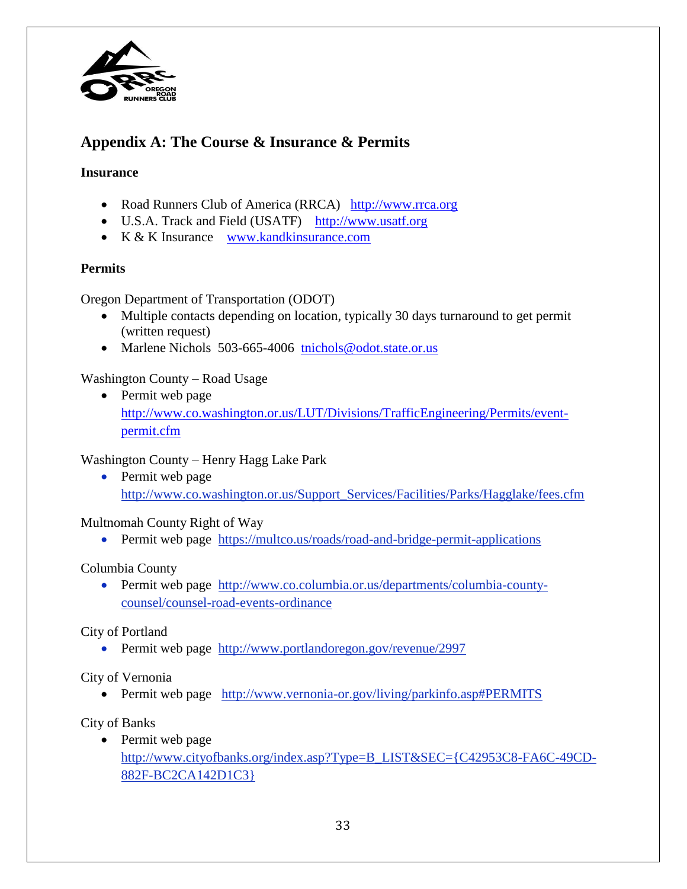## Appendix A: The Course & Insurance & Permits

### Insurance

- Road Runners Club of America (RRCA) http://www.rrca.org
- U.S.A. Track and Field (USATF) http://www.usatf.org
- K & K Insurance www.kandkinsurance.com

### Permits

Oregon Department of Transportation (ODOT)

- Multiple contacts depending on location, typically 30 days turnaround to get permit (written request)
- Marlene Nichols 503-665-4006 tnichols@odot.state.or.us

Washington County – Road Usage

- Permit web page http://www.co.washington.or.us/LUT/Divisions/TrafficEngineering/Permits/event-permit.cfm

Washington County – Henry Hagg Lake Park

- Permit web page http://www.co.washington.or.us/Support_Services/Facilities/Parks/Hagglake/fees.cfm

Multnomah County Right of Way

- Permit web page https://multco.us/roads/road-and-bridge-permit-applications

Columbia County

- Permit web page http://www.co.columbia.or.us/departments/columbia-county-counsel/counsel-road-events-ordinance

City of Portland

- Permit web page http://www.portlandoregon.gov/revenue/2997

City of Vernonia

- Permit web page http://www.vernonia-or.gov/living/parkinfo.asp#PERMITS

City of Banks

- Permit web page http://www.cityofbanks.org/index.asp?Type=B_LIST&SEC={C42953C8-FA6C-49CD-882F-BC2CA142D1C3}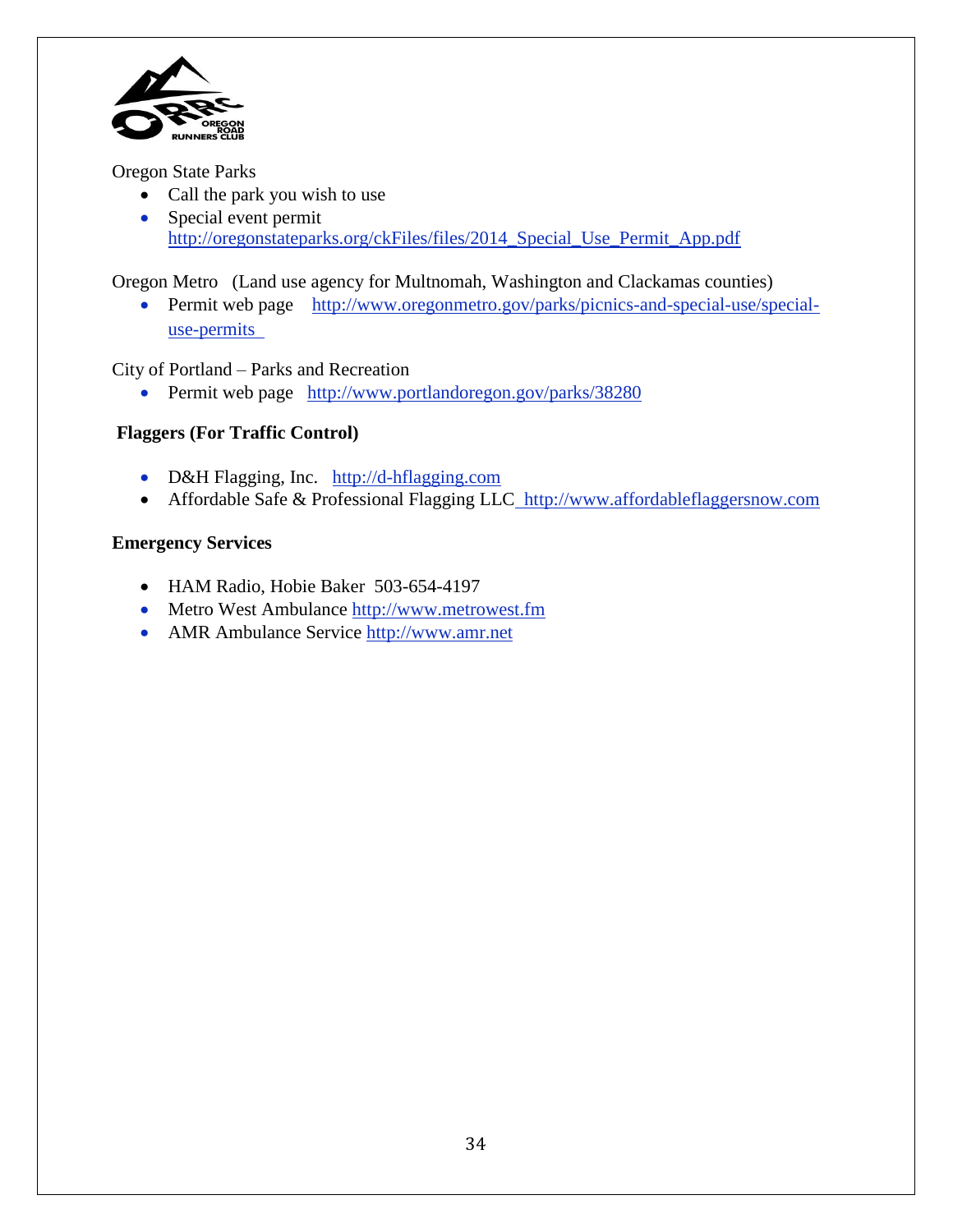Oregon State Parks

- Call the park you wish to use
- Special event permit http://oregonstateparks.org/ckFiles/files/2014_Special_Use_Permit_App.pdf

Oregon Metro (Land use agency for Multnomah, Washington and Clackamas counties)

- Permit web page http://www.oregonmetro.gov/parks/picnics-and-special-use/special-use-permits

City of Portland – Parks and Recreation

- Permit web page http://www.portlandoregon.gov/parks/38280

**Flaggers (For Traffic Control)**

- D&H Flagging, Inc. http://d-hflagging.com
- Affordable Safe & Professional Flagging LLC http://www.affordableflaggersnow.com

**Emergency Services**

- HAM Radio, Hobie Baker 503-654-4197
- Metro West Ambulance http://www.metrowest.fm
- AMR Ambulance Service http://www.amr.net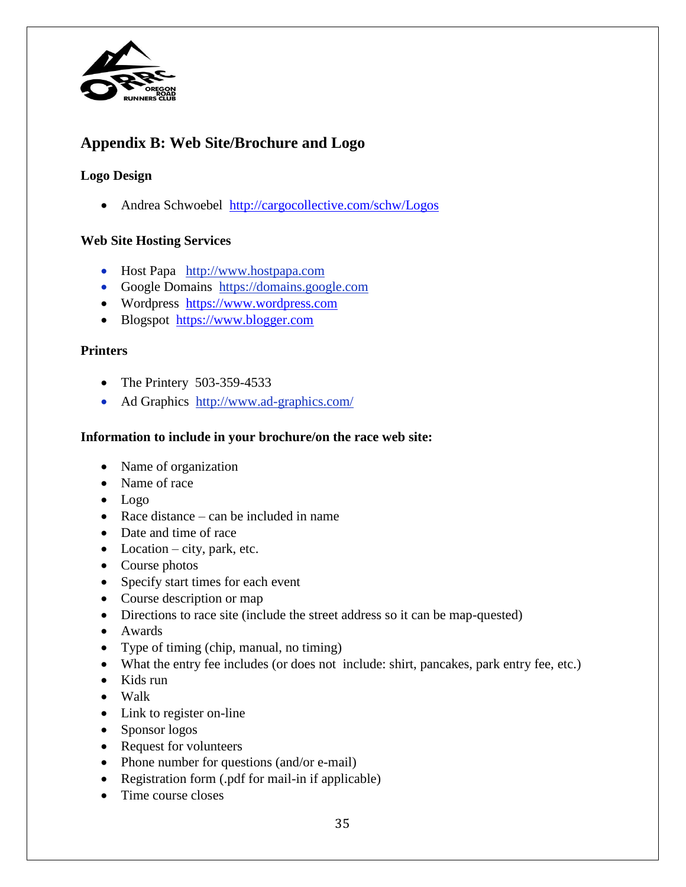## Appendix B: Web Site/Brochure and Logo

### Logo Design

- Andrea Schwoebel http://cargocollective.com/schw/Logos

### Web Site Hosting Services

- Host Papa http://www.hostpapa.com
- Google Domains https://domains.google.com
- Wordpress https://www.wordpress.com
- Blogspot https://www.blogger.com

### Printers

- The Printery 503-359-4533
- Ad Graphics http://www.ad-graphics.com/

### Information to include in your brochure/on the race web site:

- Name of organization
- Name of race
- Logo
- Race distance – can be included in name
- Date and time of race
- Location – city, park, etc.
- Course photos
- Specify start times for each event
- Course description or map
- Directions to race site (include the street address so it can be map-quested)
- Awards
- Type of timing (chip, manual, no timing)
- What the entry fee includes (or does not include: shirt, pancakes, park entry fee, etc.)
- Kids run
- Walk
- Link to register on-line
- Sponsor logos
- Request for volunteers
- Phone number for questions (and/or e-mail)
- Registration form (.pdf for mail-in if applicable)
- Time course closes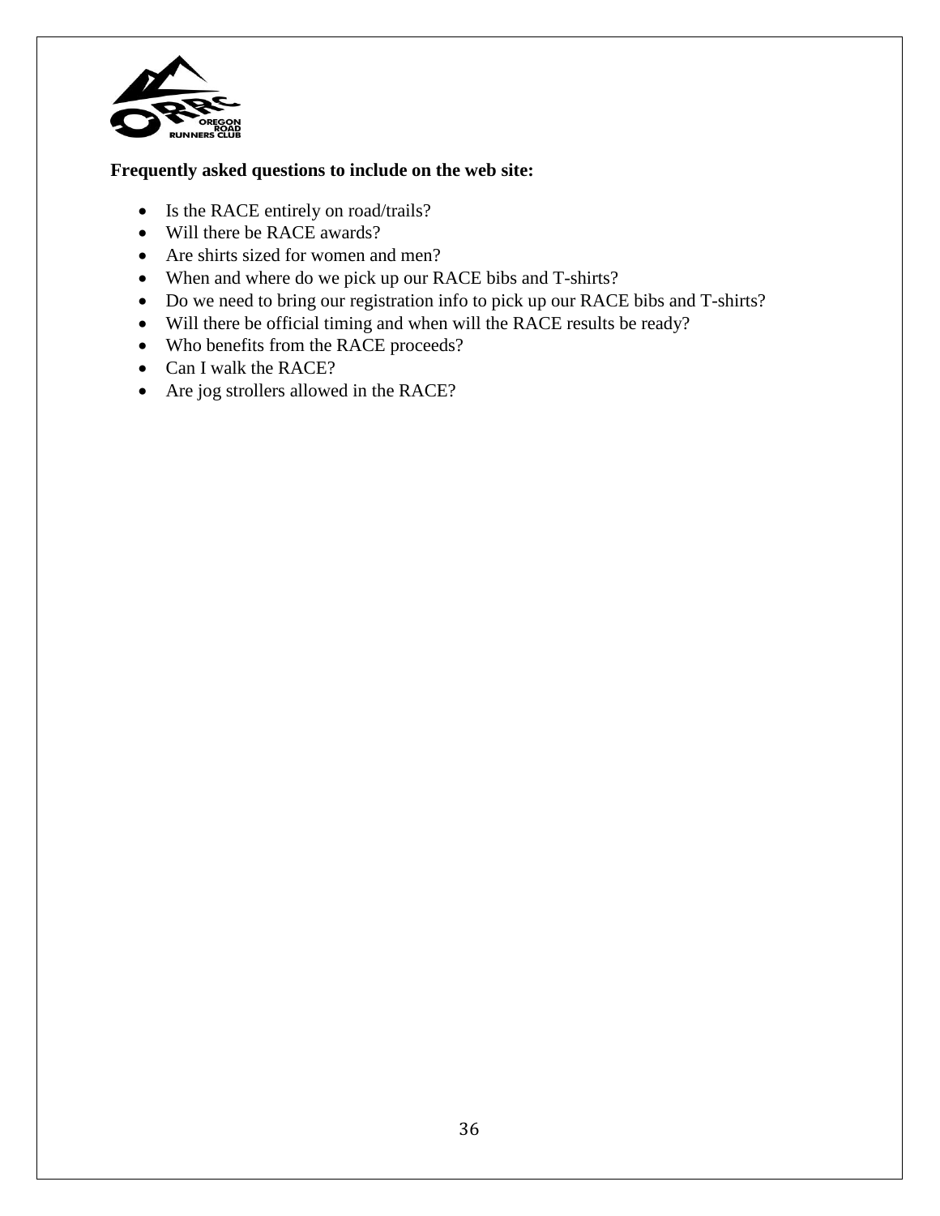**Frequently asked questions to include on the web site:**

- Is the RACE entirely on road/trails?
- Will there be RACE awards?
- Are shirts sized for women and men?
- When and where do we pick up our RACE bibs and T-shirts?
- Do we need to bring our registration info to pick up our RACE bibs and T-shirts?
- Will there be official timing and when will the RACE results be ready?
- Who benefits from the RACE proceeds?
- Can I walk the RACE?
- Are jog strollers allowed in the RACE?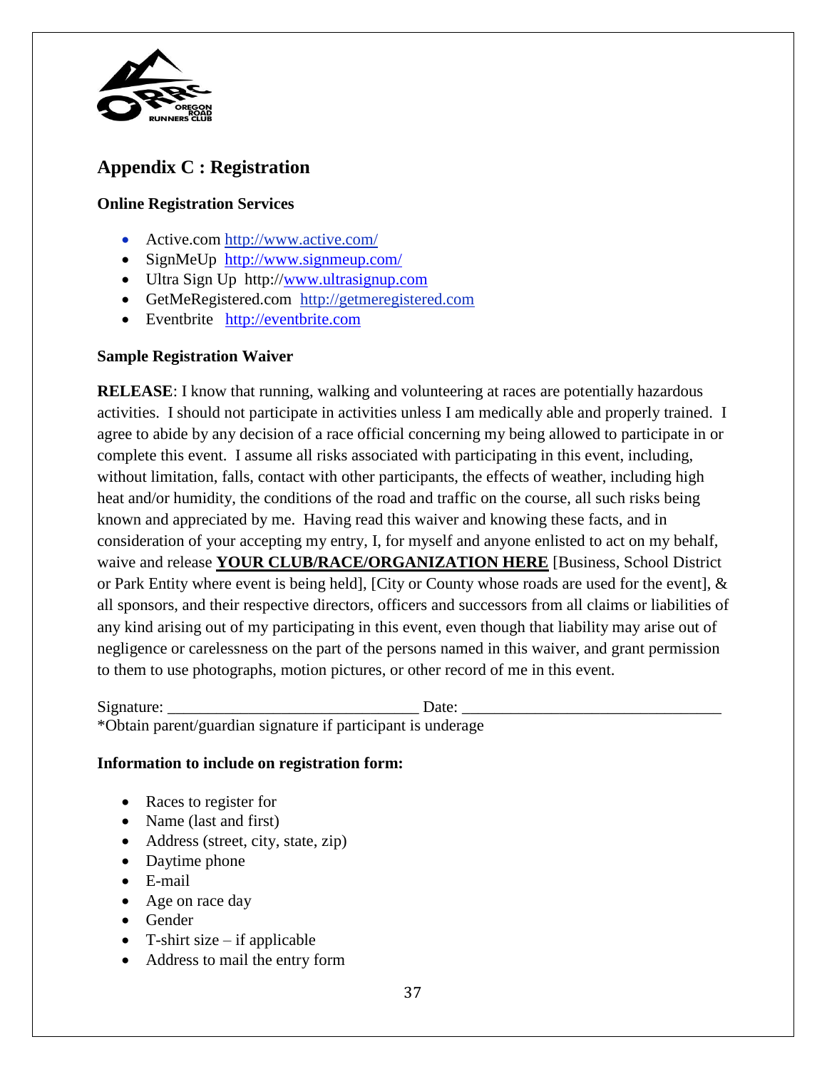## Appendix C : Registration

### Online Registration Services

- Active.com http://www.active.com/
- SignMeUp http://www.signmeup.com/
- Ultra Sign Up http://www.ultrasignup.com
- GetMeRegistered.com http://getmeregistered.com
- Eventbrite http://eventbrite.com

### Sample Registration Waiver

**RELEASE**: I know that running, walking and volunteering at races are potentially hazardous activities. I should not participate in activities unless I am medically able and properly trained. I agree to abide by any decision of a race official concerning my being allowed to participate in or complete this event. I assume all risks associated with participating in this event, including, without limitation, falls, contact with other participants, the effects of weather, including high heat and/or humidity, the conditions of the road and traffic on the course, all such risks being known and appreciated by me. Having read this waiver and knowing these facts, and in consideration of your accepting my entry, I, for myself and anyone enlisted to act on my behalf, waive and release **YOUR CLUB/RACE/ORGANIZATION HERE** [Business, School District or Park Entity where event is being held], [City or County whose roads are used for the event], & all sponsors, and their respective directors, officers and successors from all claims or liabilities of any kind arising out of my participating in this event, even though that liability may arise out of negligence or carelessness on the part of the persons named in this waiver, and grant permission to them to use photographs, motion pictures, or other record of me in this event.

Signature: ______________________________ Date: ________________________________
*Obtain parent/guardian signature if participant is underage

### Information to include on registration form:

- Races to register for
- Name (last and first)
- Address (street, city, state, zip)
- Daytime phone
- E-mail
- Age on race day
- Gender
- T-shirt size – if applicable
- Address to mail the entry form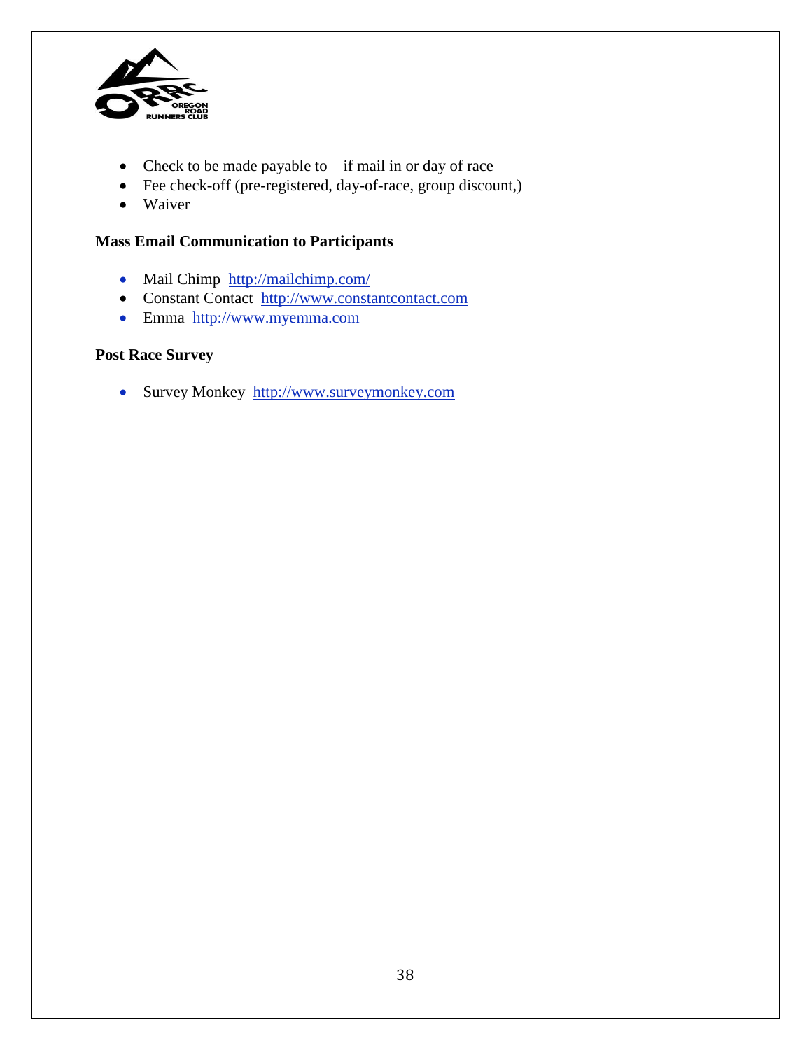- Check to be made payable to – if mail in or day of race
- Fee check-off (pre-registered, day-of-race, group discount,)
- Waiver

**Mass Email Communication to Participants**

- Mail Chimp [http://mailchimp.com/](http://mailchimp.com/)
- Constant Contact [http://www.constantcontact.com](http://www.constantcontact.com)
- Emma [http://www.myemma.com](http://www.myemma.com)

**Post Race Survey**

- Survey Monkey [http://www.surveymonkey.com](http://www.surveymonkey.com)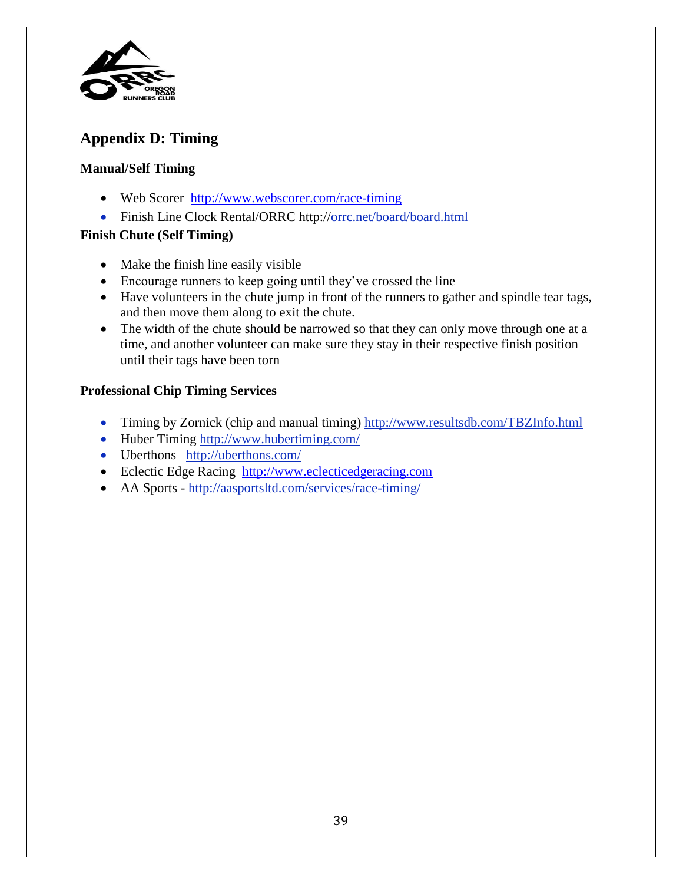## Appendix D: Timing

### Manual/Self Timing

- Web Scorer http://www.webscorer.com/race-timing
- Finish Line Clock Rental/ORRC http://orrc.net/board/board.html

### Finish Chute (Self Timing)

- Make the finish line easily visible
- Encourage runners to keep going until they've crossed the line
- Have volunteers in the chute jump in front of the runners to gather and spindle tear tags, and then move them along to exit the chute.
- The width of the chute should be narrowed so that they can only move through one at a time, and another volunteer can make sure they stay in their respective finish position until their tags have been torn

### Professional Chip Timing Services

- Timing by Zornick (chip and manual timing) http://www.resultsdb.com/TBZInfo.html
- Huber Timing http://www.hubertiming.com/
- Uberthons http://uberthons.com/
- Eclectic Edge Racing http://www.eclecticedgeracing.com
- AA Sports - http://aasportsltd.com/services/race-timing/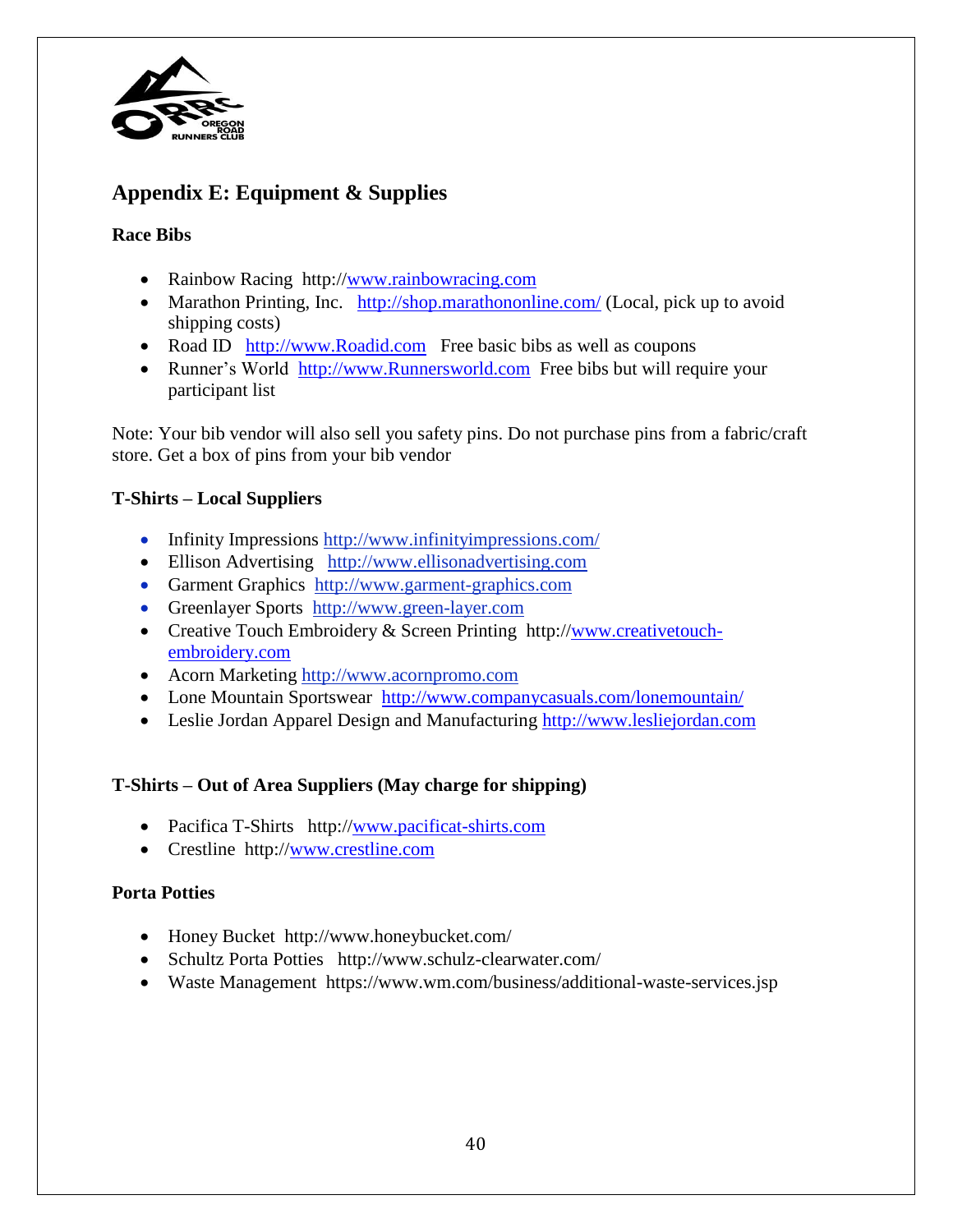## Appendix E: Equipment & Supplies

### Race Bibs

- Rainbow Racing http://www.rainbowracing.com
- Marathon Printing, Inc. http://shop.marathononline.com/ (Local, pick up to avoid shipping costs)
- Road ID http://www.Roadid.com Free basic bibs as well as coupons
- Runner's World http://www.Runnersworld.com Free bibs but will require your participant list

Note: Your bib vendor will also sell you safety pins. Do not purchase pins from a fabric/craft store. Get a box of pins from your bib vendor

### T-Shirts – Local Suppliers

- Infinity Impressions http://www.infinityimpressions.com/
- Ellison Advertising http://www.ellisonadvertising.com
- Garment Graphics http://www.garment-graphics.com
- Greenlayer Sports http://www.green-layer.com
- Creative Touch Embroidery & Screen Printing http://www.creativetouch-embroidery.com
- Acorn Marketing http://www.acornpromo.com
- Lone Mountain Sportswear http://www.companycasuals.com/lonemountain/
- Leslie Jordan Apparel Design and Manufacturing http://www.lesliejordan.com

### T-Shirts – Out of Area Suppliers (May charge for shipping)

- Pacifica T-Shirts http://www.pacificat-shirts.com
- Crestline http://www.crestline.com

### Porta Potties

- Honey Bucket http://www.honeybucket.com/
- Schultz Porta Potties http://www.schulz-clearwater.com/
- Waste Management https://www.wm.com/business/additional-waste-services.jsp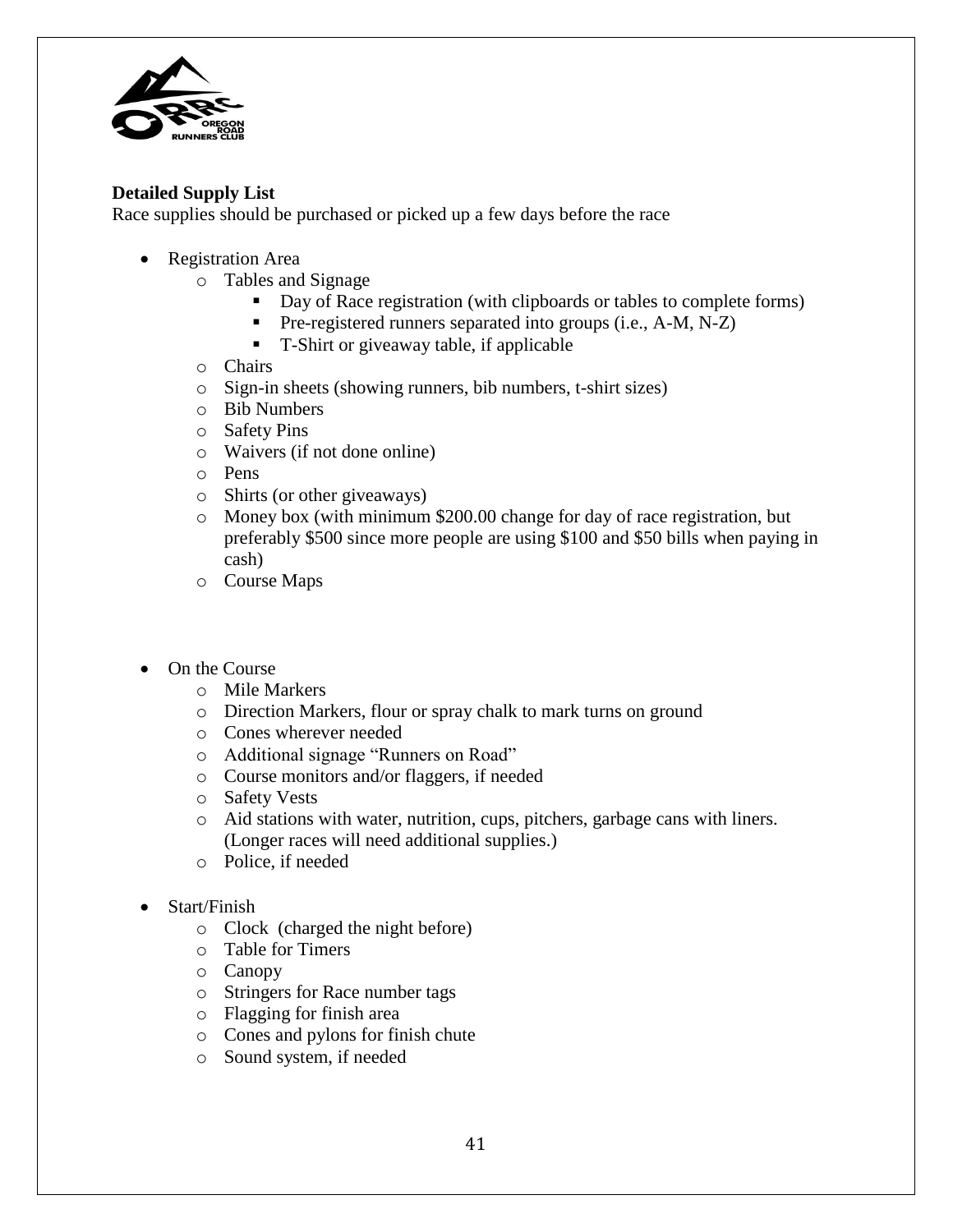**Detailed Supply List**

Race supplies should be purchased or picked up a few days before the race

- Registration Area
  - Tables and Signage
    - Day of Race registration (with clipboards or tables to complete forms)
    - Pre-registered runners separated into groups (i.e., A-M, N-Z)
    - T-Shirt or giveaway table, if applicable
  - Chairs
  - Sign-in sheets (showing runners, bib numbers, t-shirt sizes)
  - Bib Numbers
  - Safety Pins
  - Waivers (if not done online)
  - Pens
  - Shirts (or other giveaways)
  - Money box (with minimum $200.00 change for day of race registration, but preferably $500 since more people are using $100 and $50 bills when paying in cash)
  - Course Maps

- On the Course
  - Mile Markers
  - Direction Markers, flour or spray chalk to mark turns on ground
  - Cones wherever needed
  - Additional signage "Runners on Road"
  - Course monitors and/or flaggers, if needed
  - Safety Vests
  - Aid stations with water, nutrition, cups, pitchers, garbage cans with liners. (Longer races will need additional supplies.)
  - Police, if needed

- Start/Finish
  - Clock (charged the night before)
  - Table for Timers
  - Canopy
  - Stringers for Race number tags
  - Flagging for finish area
  - Cones and pylons for finish chute
  - Sound system, if needed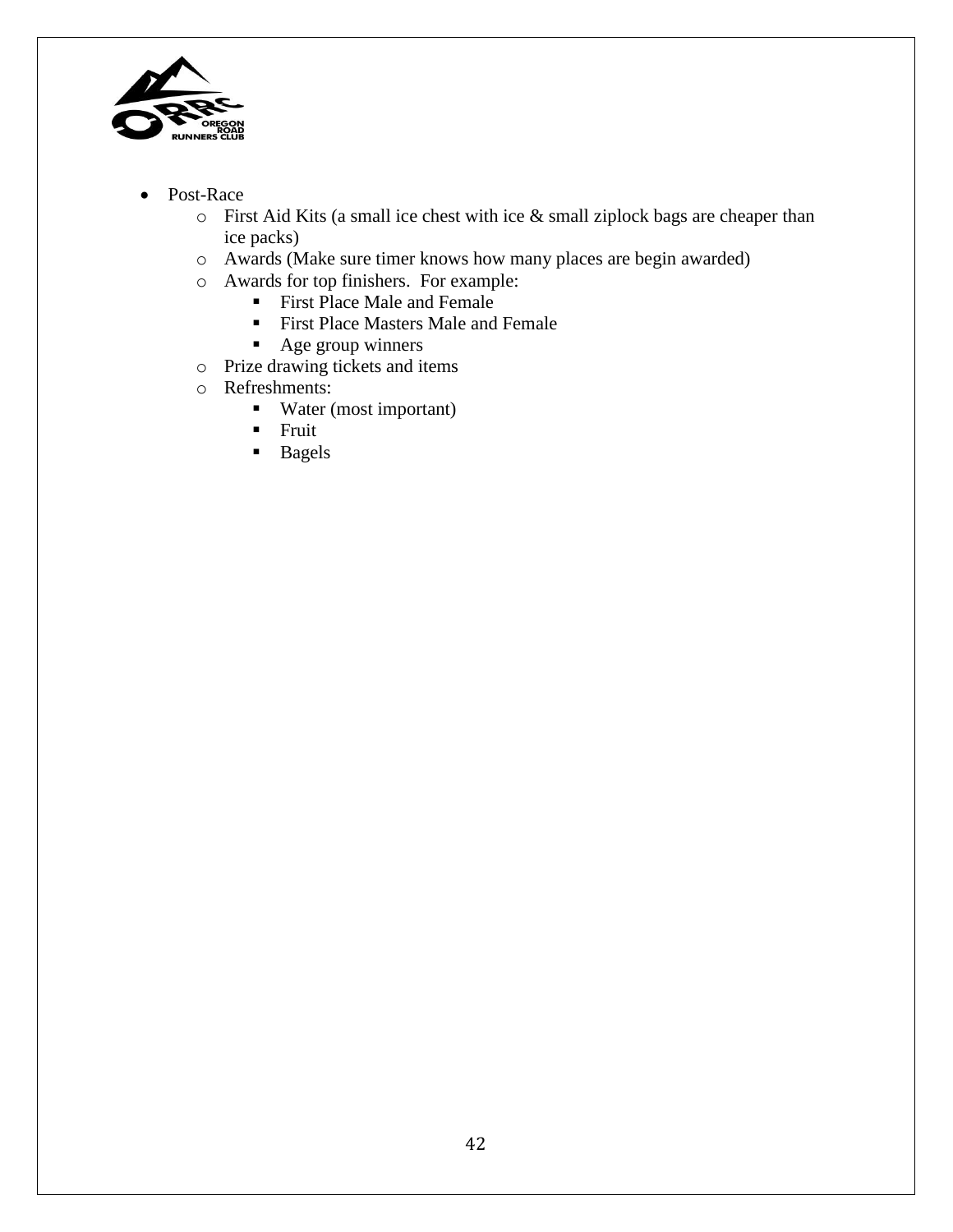- Post-Race
  - First Aid Kits (a small ice chest with ice & small ziplock bags are cheaper than ice packs)
  - Awards (Make sure timer knows how many places are begin awarded)
  - Awards for top finishers. For example:
    - First Place Male and Female
    - First Place Masters Male and Female
    - Age group winners
  - Prize drawing tickets and items
  - Refreshments:
    - Water (most important)
    - Fruit
    - Bagels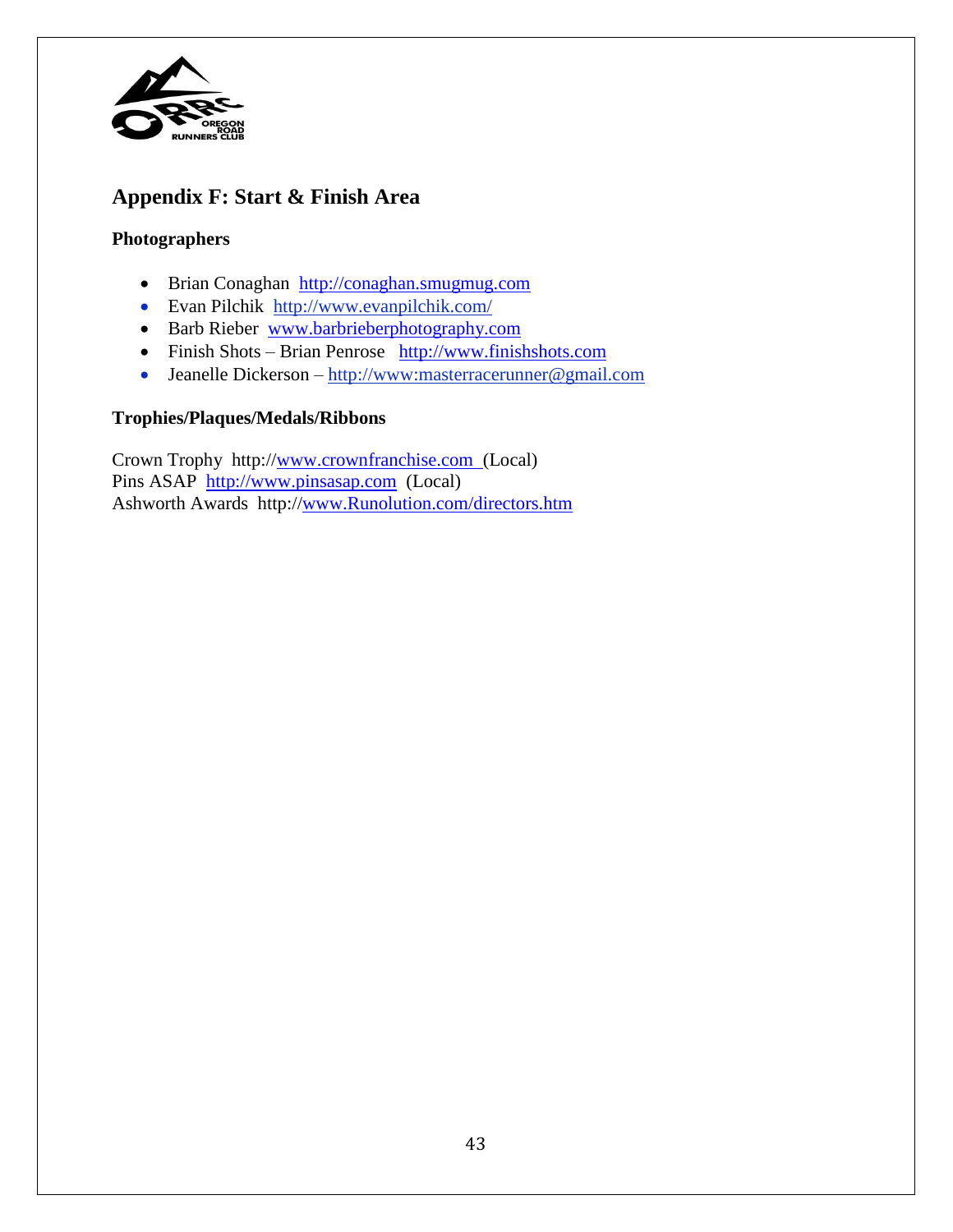## Appendix F: Start & Finish Area

### Photographers

- Brian Conaghan http://conaghan.smugmug.com
- Evan Pilchik http://www.evanpilchik.com/
- Barb Rieber www.barbrieberphotography.com
- Finish Shots – Brian Penrose http://www.finishshots.com
- Jeanelle Dickerson – http://www:masterracerunner@gmail.com

### Trophies/Plaques/Medals/Ribbons

Crown Trophy http://www.crownfranchise.com (Local)
Pins ASAP http://www.pinsasap.com (Local)
Ashworth Awards http://www.Runolution.com/directors.htm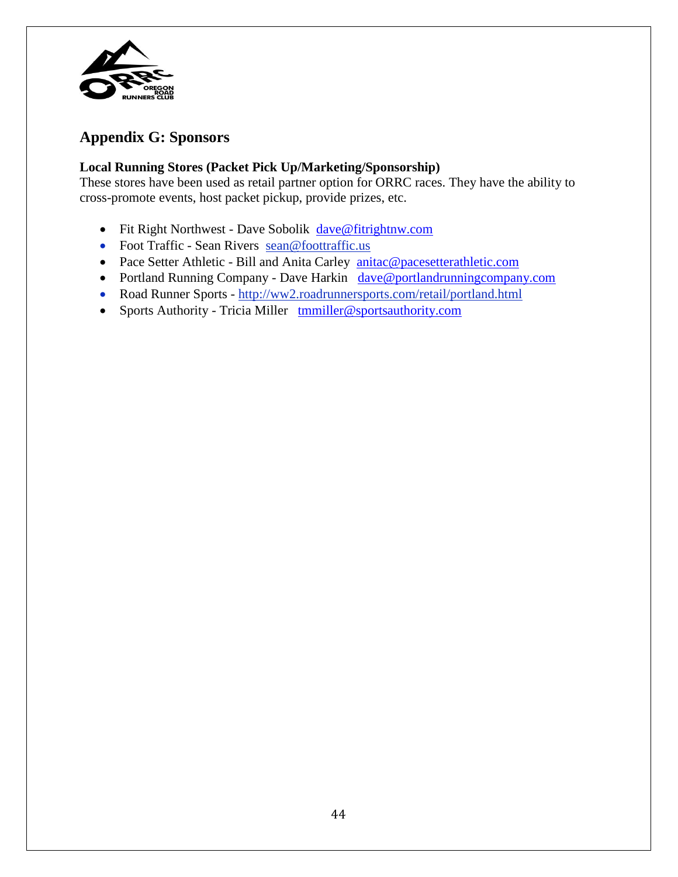## Appendix G: Sponsors

**Local Running Stores (Packet Pick Up/Marketing/Sponsorship)**
These stores have been used as retail partner option for ORRC races. They have the ability to cross-promote events, host packet pickup, provide prizes, etc.

- Fit Right Northwest - Dave Sobolik dave@fitrightnw.com
- Foot Traffic - Sean Rivers sean@foottraffic.us
- Pace Setter Athletic - Bill and Anita Carley anitac@pacesetterathletic.com
- Portland Running Company - Dave Harkin dave@portlandrunningcompany.com
- Road Runner Sports - http://ww2.roadrunnersports.com/retail/portland.html
- Sports Authority - Tricia Miller tmmiller@sportsauthority.com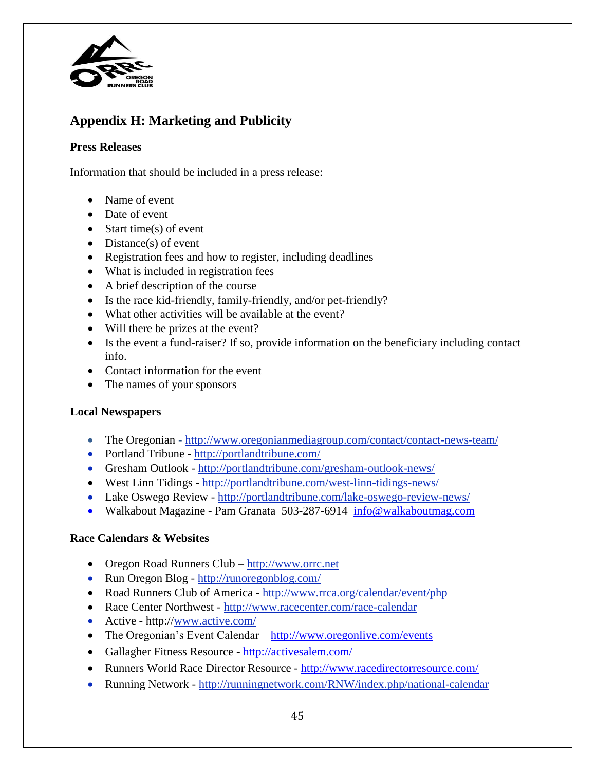## Appendix H: Marketing and Publicity

### Press Releases

Information that should be included in a press release:

- Name of event
- Date of event
- Start time(s) of event
- Distance(s) of event
- Registration fees and how to register, including deadlines
- What is included in registration fees
- A brief description of the course
- Is the race kid-friendly, family-friendly, and/or pet-friendly?
- What other activities will be available at the event?
- Will there be prizes at the event?
- Is the event a fund-raiser? If so, provide information on the beneficiary including contact info.
- Contact information for the event
- The names of your sponsors

### Local Newspapers

- The Oregonian - http://www.oregonianmediagroup.com/contact/contact-news-team/
- Portland Tribune - http://portlandtribune.com/
- Gresham Outlook - http://portlandtribune.com/gresham-outlook-news/
- West Linn Tidings - http://portlandtribune.com/west-linn-tidings-news/
- Lake Oswego Review - http://portlandtribune.com/lake-oswego-review-news/
- Walkabout Magazine - Pam Granata 503-287-6914 info@walkaboutmag.com

### Race Calendars & Websites

- Oregon Road Runners Club – http://www.orrc.net
- Run Oregon Blog - http://runoregonblog.com/
- Road Runners Club of America - http://www.rrca.org/calendar/event/php
- Race Center Northwest - http://www.racecenter.com/race-calendar
- Active - http://www.active.com/
- The Oregonian's Event Calendar – http://www.oregonlive.com/events
- Gallagher Fitness Resource - http://activesalem.com/
- Runners World Race Director Resource - http://www.racedirectorresource.com/
- Running Network - http://runningnetwork.com/RNW/index.php/national-calendar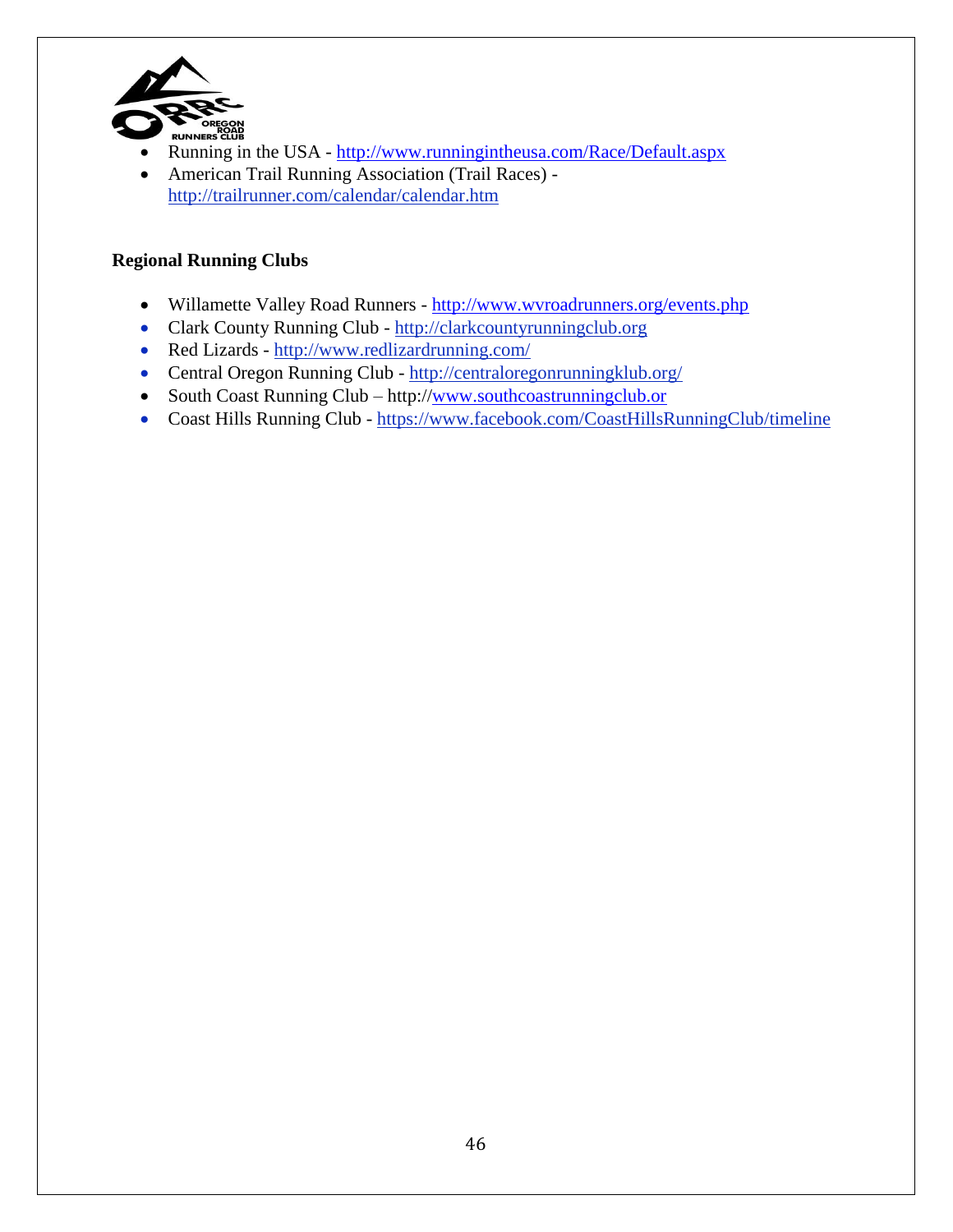- Running in the USA - http://www.runningintheusa.com/Race/Default.aspx
- American Trail Running Association (Trail Races) - http://trailrunner.com/calendar/calendar.htm

**Regional Running Clubs**

- Willamette Valley Road Runners - http://www.wvroadrunners.org/events.php
- Clark County Running Club - http://clarkcountyrunningclub.org
- Red Lizards - http://www.redlizardrunning.com/
- Central Oregon Running Club - http://centraloregonrunningklub.org/
- South Coast Running Club – http://www.southcoastrunningclub.or
- Coast Hills Running Club - https://www.facebook.com/CoastHillsRunningClub/timeline